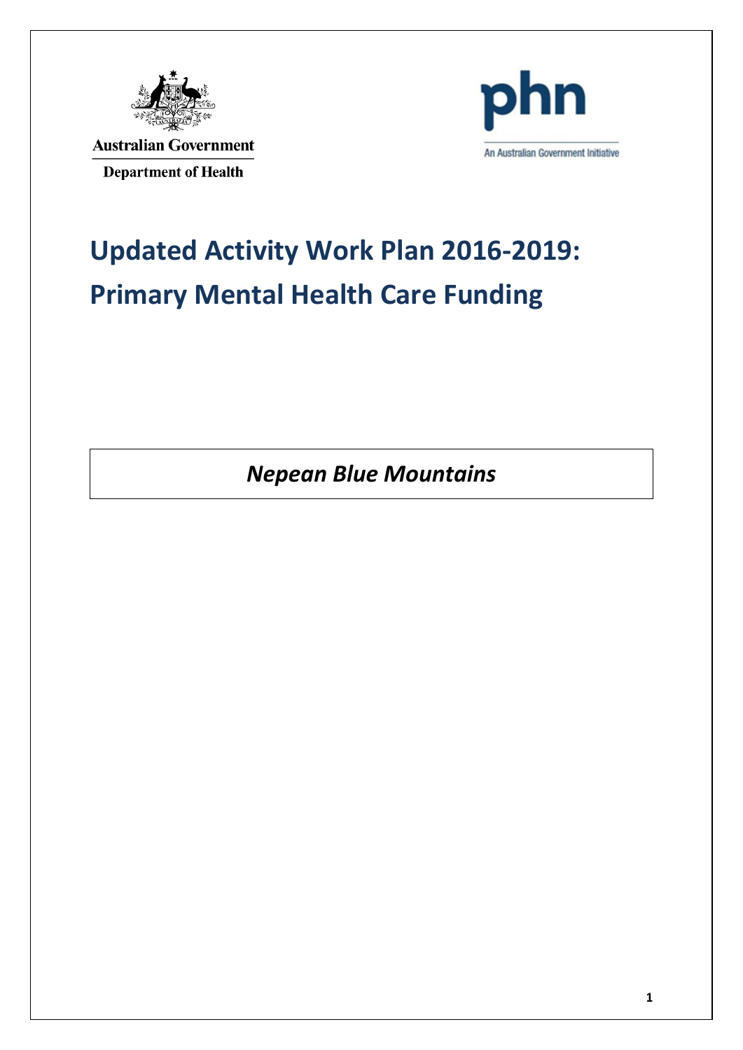Australian Government

Department of Health

phn

An Australian Government Initiative

# Updated Activity Work Plan 2016-2019: Primary Mental Health Care Funding

*Nepean Blue Mountains*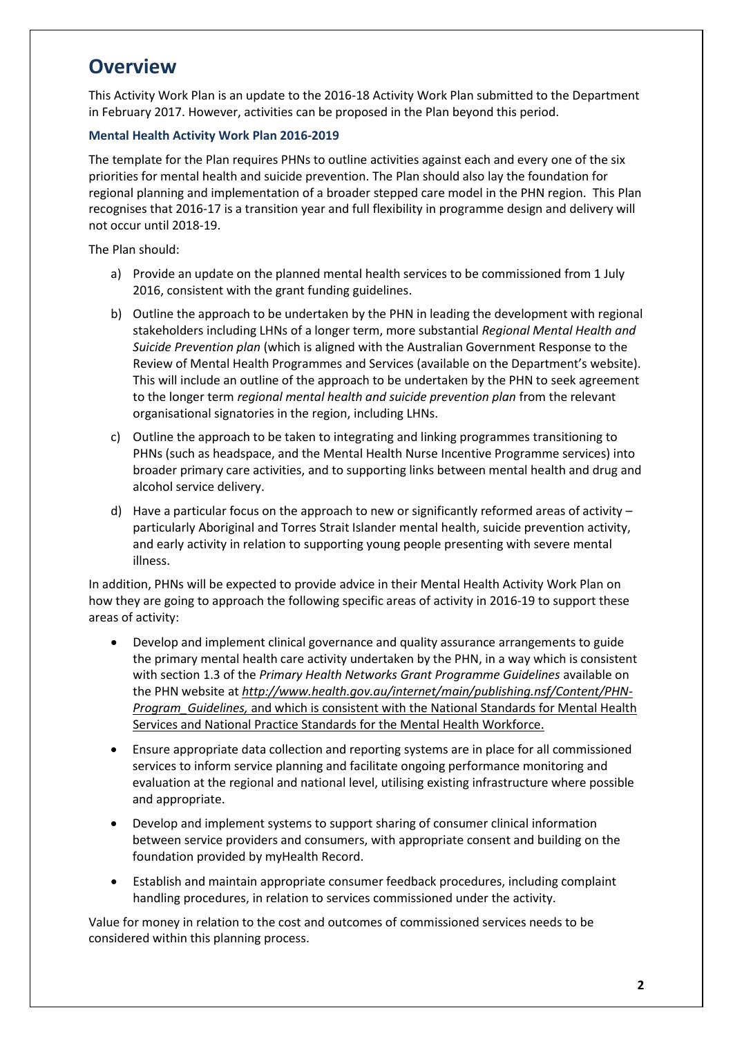# Overview

This Activity Work Plan is an update to the 2016-18 Activity Work Plan submitted to the Department in February 2017. However, activities can be proposed in the Plan beyond this period.

### Mental Health Activity Work Plan 2016-2019

The template for the Plan requires PHNs to outline activities against each and every one of the six priorities for mental health and suicide prevention. The Plan should also lay the foundation for regional planning and implementation of a broader stepped care model in the PHN region. This Plan recognises that 2016-17 is a transition year and full flexibility in programme design and delivery will not occur until 2018-19.

The Plan should:

a) Provide an update on the planned mental health services to be commissioned from 1 July 2016, consistent with the grant funding guidelines.

b) Outline the approach to be undertaken by the PHN in leading the development with regional stakeholders including LHNs of a longer term, more substantial *Regional Mental Health and Suicide Prevention plan* (which is aligned with the Australian Government Response to the Review of Mental Health Programmes and Services (available on the Department's website). This will include an outline of the approach to be undertaken by the PHN to seek agreement to the longer term *regional mental health and suicide prevention plan* from the relevant organisational signatories in the region, including LHNs.

c) Outline the approach to be taken to integrating and linking programmes transitioning to PHNs (such as headspace, and the Mental Health Nurse Incentive Programme services) into broader primary care activities, and to supporting links between mental health and drug and alcohol service delivery.

d) Have a particular focus on the approach to new or significantly reformed areas of activity – particularly Aboriginal and Torres Strait Islander mental health, suicide prevention activity, and early activity in relation to supporting young people presenting with severe mental illness.

In addition, PHNs will be expected to provide advice in their Mental Health Activity Work Plan on how they are going to approach the following specific areas of activity in 2016-19 to support these areas of activity:

- Develop and implement clinical governance and quality assurance arrangements to guide the primary mental health care activity undertaken by the PHN, in a way which is consistent with section 1.3 of the *Primary Health Networks Grant Programme Guidelines* available on the PHN website at *http://www.health.gov.au/internet/main/publishing.nsf/Content/PHN-Program_Guidelines,* and which is consistent with the National Standards for Mental Health Services and National Practice Standards for the Mental Health Workforce.
- Ensure appropriate data collection and reporting systems are in place for all commissioned services to inform service planning and facilitate ongoing performance monitoring and evaluation at the regional and national level, utilising existing infrastructure where possible and appropriate.
- Develop and implement systems to support sharing of consumer clinical information between service providers and consumers, with appropriate consent and building on the foundation provided by myHealth Record.
- Establish and maintain appropriate consumer feedback procedures, including complaint handling procedures, in relation to services commissioned under the activity.

Value for money in relation to the cost and outcomes of commissioned services needs to be considered within this planning process.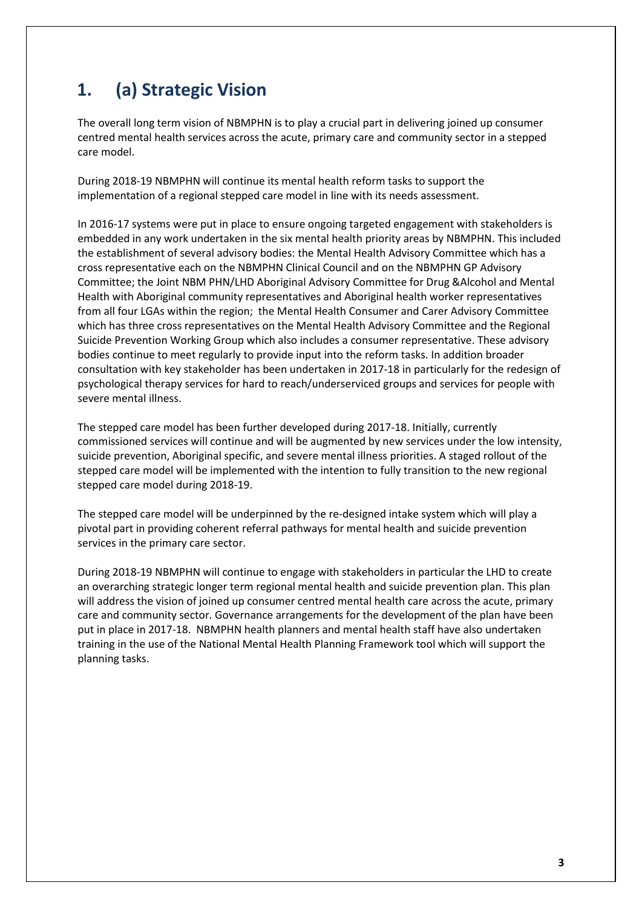# 1. (a) Strategic Vision

The overall long term vision of NBMPHN is to play a crucial part in delivering joined up consumer centred mental health services across the acute, primary care and community sector in a stepped care model.

During 2018-19 NBMPHN will continue its mental health reform tasks to support the implementation of a regional stepped care model in line with its needs assessment.

In 2016-17 systems were put in place to ensure ongoing targeted engagement with stakeholders is embedded in any work undertaken in the six mental health priority areas by NBMPHN. This included the establishment of several advisory bodies: the Mental Health Advisory Committee which has a cross representative each on the NBMPHN Clinical Council and on the NBMPHN GP Advisory Committee; the Joint NBM PHN/LHD Aboriginal Advisory Committee for Drug &Alcohol and Mental Health with Aboriginal community representatives and Aboriginal health worker representatives from all four LGAs within the region; the Mental Health Consumer and Carer Advisory Committee which has three cross representatives on the Mental Health Advisory Committee and the Regional Suicide Prevention Working Group which also includes a consumer representative. These advisory bodies continue to meet regularly to provide input into the reform tasks. In addition broader consultation with key stakeholder has been undertaken in 2017-18 in particularly for the redesign of psychological therapy services for hard to reach/underserviced groups and services for people with severe mental illness.

The stepped care model has been further developed during 2017-18. Initially, currently commissioned services will continue and will be augmented by new services under the low intensity, suicide prevention, Aboriginal specific, and severe mental illness priorities. A staged rollout of the stepped care model will be implemented with the intention to fully transition to the new regional stepped care model during 2018-19.

The stepped care model will be underpinned by the re-designed intake system which will play a pivotal part in providing coherent referral pathways for mental health and suicide prevention services in the primary care sector.

During 2018-19 NBMPHN will continue to engage with stakeholders in particular the LHD to create an overarching strategic longer term regional mental health and suicide prevention plan. This plan will address the vision of joined up consumer centred mental health care across the acute, primary care and community sector. Governance arrangements for the development of the plan have been put in place in 2017-18. NBMPHN health planners and mental health staff have also undertaken training in the use of the National Mental Health Planning Framework tool which will support the planning tasks.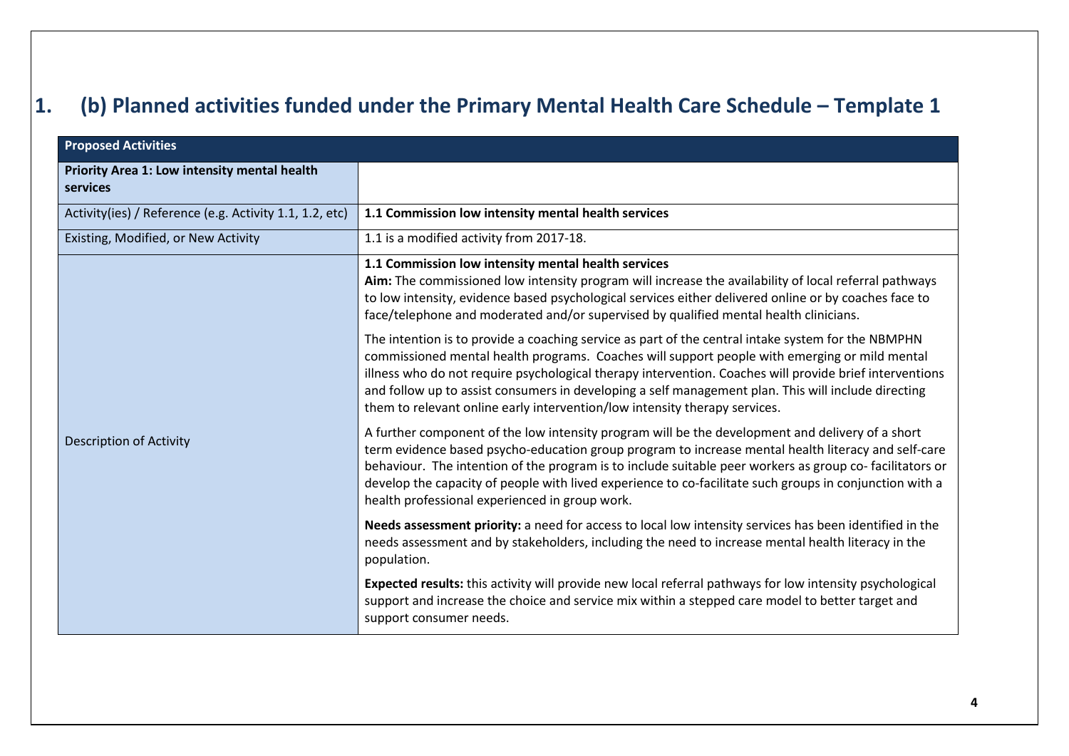# 1. (b) Planned activities funded under the Primary Mental Health Care Schedule – Template 1

| Proposed Activities | |
|---|---|
| **Priority Area 1: Low intensity mental health services** | |
| Activity(ies) / Reference (e.g. Activity 1.1, 1.2, etc) | **1.1 Commission low intensity mental health services** |
| Existing, Modified, or New Activity | 1.1 is a modified activity from 2017-18. |
| Description of Activity | **1.1 Commission low intensity mental health services**<br>**Aim:** The commissioned low intensity program will increase the availability of local referral pathways to low intensity, evidence based psychological services either delivered online or by coaches face to face/telephone and moderated and/or supervised by qualified mental health clinicians.<br><br>The intention is to provide a coaching service as part of the central intake system for the NBMPHN commissioned mental health programs. Coaches will support people with emerging or mild mental illness who do not require psychological therapy intervention. Coaches will provide brief interventions and follow up to assist consumers in developing a self management plan. This will include directing them to relevant online early intervention/low intensity therapy services.<br><br>A further component of the low intensity program will be the development and delivery of a short term evidence based psycho-education group program to increase mental health literacy and self-care behaviour. The intention of the program is to include suitable peer workers as group co- facilitators or develop the capacity of people with lived experience to co-facilitate such groups in conjunction with a health professional experienced in group work.<br><br>**Needs assessment priority:** a need for access to local low intensity services has been identified in the needs assessment and by stakeholders, including the need to increase mental health literacy in the population.<br><br>**Expected results:** this activity will provide new local referral pathways for low intensity psychological support and increase the choice and service mix within a stepped care model to better target and support consumer needs. |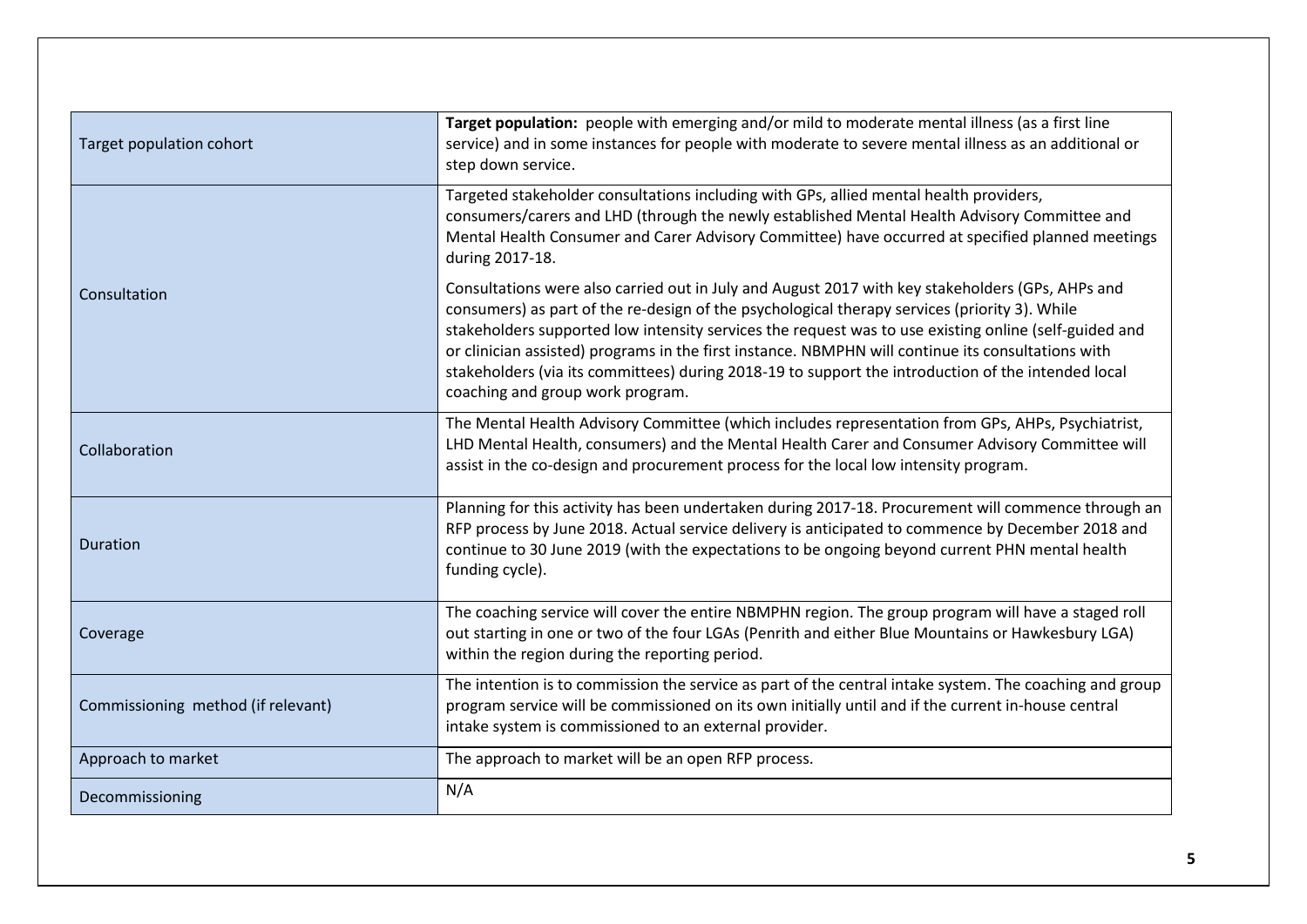| | |
|---|---|
| Target population cohort | **Target population:** people with emerging and/or mild to moderate mental illness (as a first line service) and in some instances for people with moderate to severe mental illness as an additional or step down service. |
| Consultation | Targeted stakeholder consultations including with GPs, allied mental health providers, consumers/carers and LHD (through the newly established Mental Health Advisory Committee and Mental Health Consumer and Carer Advisory Committee) have occurred at specified planned meetings during 2017-18.<br><br>Consultations were also carried out in July and August 2017 with key stakeholders (GPs, AHPs and consumers) as part of the re-design of the psychological therapy services (priority 3). While stakeholders supported low intensity services the request was to use existing online (self-guided and or clinician assisted) programs in the first instance. NBMPHN will continue its consultations with stakeholders (via its committees) during 2018-19 to support the introduction of the intended local coaching and group work program. |
| Collaboration | The Mental Health Advisory Committee (which includes representation from GPs, AHPs, Psychiatrist, LHD Mental Health, consumers) and the Mental Health Carer and Consumer Advisory Committee will assist in the co-design and procurement process for the local low intensity program. |
| Duration | Planning for this activity has been undertaken during 2017-18. Procurement will commence through an RFP process by June 2018. Actual service delivery is anticipated to commence by December 2018 and continue to 30 June 2019 (with the expectations to be ongoing beyond current PHN mental health funding cycle). |
| Coverage | The coaching service will cover the entire NBMPHN region. The group program will have a staged roll out starting in one or two of the four LGAs (Penrith and either Blue Mountains or Hawkesbury LGA) within the region during the reporting period. |
| Commissioning method (if relevant) | The intention is to commission the service as part of the central intake system. The coaching and group program service will be commissioned on its own initially until and if the current in-house central intake system is commissioned to an external provider. |
| Approach to market | The approach to market will be an open RFP process. |
| Decommissioning | N/A |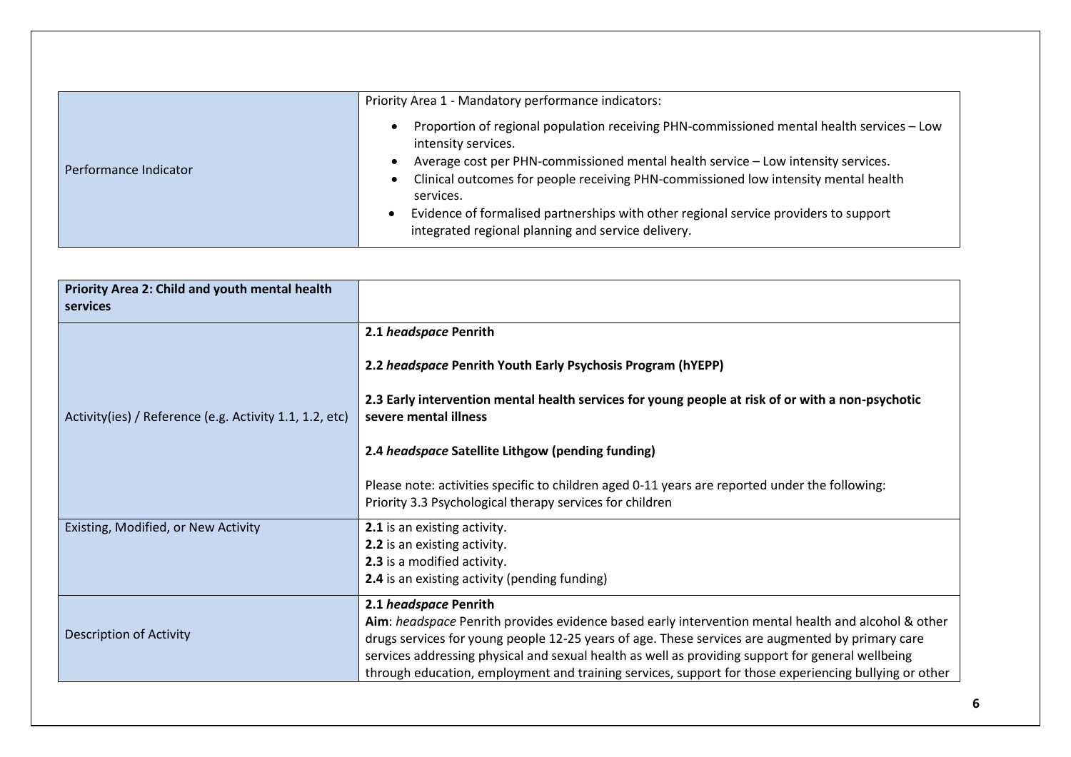| | |
|---|---|
| Performance Indicator | Priority Area 1 - Mandatory performance indicators:<br>• Proportion of regional population receiving PHN-commissioned mental health services – Low intensity services.<br>• Average cost per PHN-commissioned mental health service – Low intensity services.<br>• Clinical outcomes for people receiving PHN-commissioned low intensity mental health services.<br>• Evidence of formalised partnerships with other regional service providers to support integrated regional planning and service delivery. |

| **Priority Area 2: Child and youth mental health services** | |
|---|---|
| Activity(ies) / Reference (e.g. Activity 1.1, 1.2, etc) | **2.1 *headspace* Penrith**<br><br>**2.2 *headspace* Penrith Youth Early Psychosis Program (hYEPP)**<br><br>**2.3 Early intervention mental health services for young people at risk of or with a non-psychotic severe mental illness**<br><br>**2.4 *headspace* Satellite Lithgow (pending funding)**<br><br>Please note: activities specific to children aged 0-11 years are reported under the following:<br>Priority 3.3 Psychological therapy services for children |
| Existing, Modified, or New Activity | **2.1** is an existing activity.<br>**2.2** is an existing activity.<br>**2.3** is a modified activity.<br>**2.4** is an existing activity (pending funding) |
| Description of Activity | **2.1 *headspace* Penrith**<br>**Aim**: *headspace* Penrith provides evidence based early intervention mental health and alcohol & other drugs services for young people 12-25 years of age. These services are augmented by primary care services addressing physical and sexual health as well as providing support for general wellbeing through education, employment and training services, support for those experiencing bullying or other |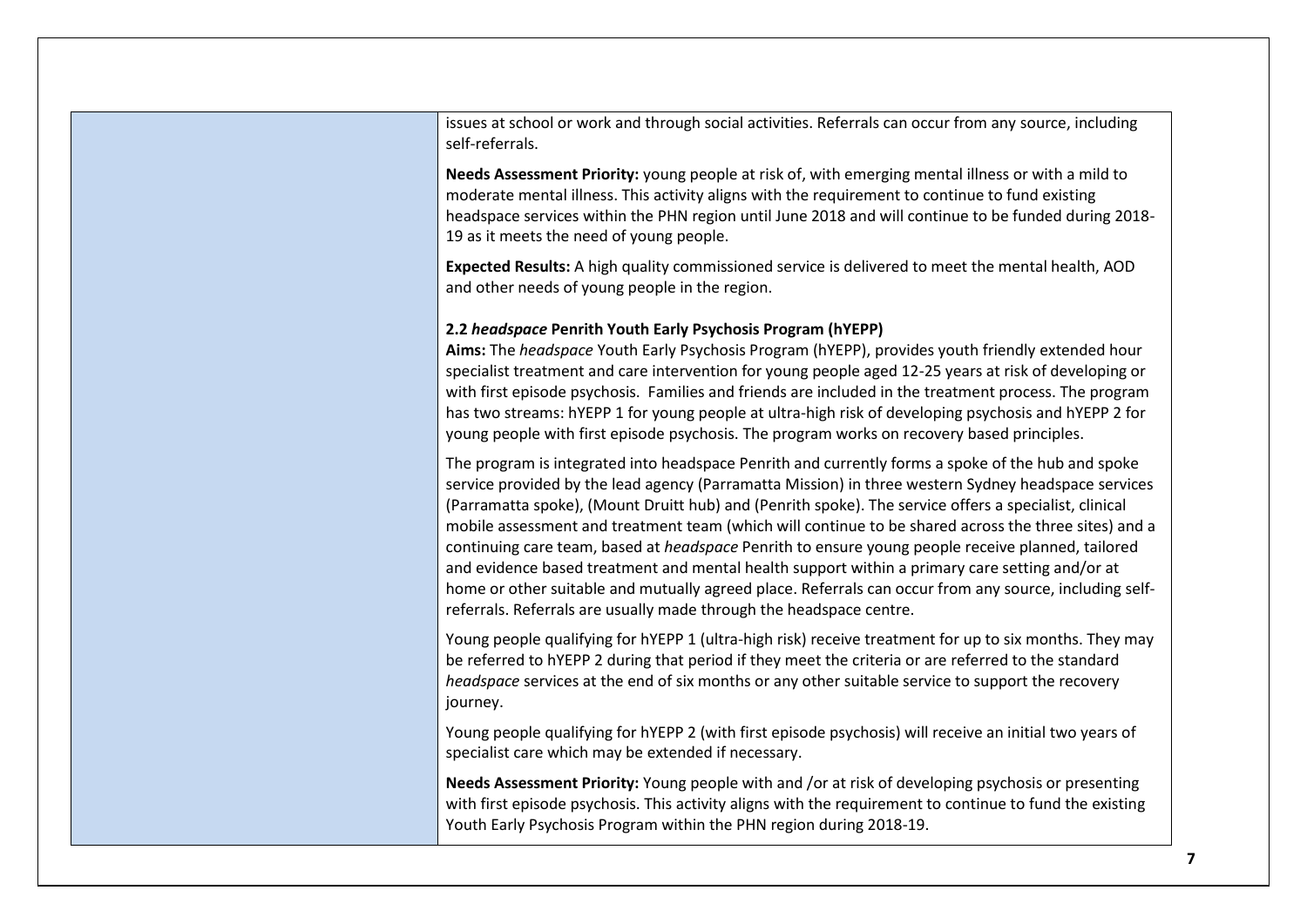issues at school or work and through social activities. Referrals can occur from any source, including self-referrals.

**Needs Assessment Priority:** young people at risk of, with emerging mental illness or with a mild to moderate mental illness. This activity aligns with the requirement to continue to fund existing headspace services within the PHN region until June 2018 and will continue to be funded during 2018-19 as it meets the need of young people.

**Expected Results:** A high quality commissioned service is delivered to meet the mental health, AOD and other needs of young people in the region.

**2.2 *headspace* Penrith Youth Early Psychosis Program (hYEPP)**

**Aims:** The *headspace* Youth Early Psychosis Program (hYEPP), provides youth friendly extended hour specialist treatment and care intervention for young people aged 12-25 years at risk of developing or with first episode psychosis. Families and friends are included in the treatment process. The program has two streams: hYEPP 1 for young people at ultra-high risk of developing psychosis and hYEPP 2 for young people with first episode psychosis. The program works on recovery based principles.

The program is integrated into headspace Penrith and currently forms a spoke of the hub and spoke service provided by the lead agency (Parramatta Mission) in three western Sydney headspace services (Parramatta spoke), (Mount Druitt hub) and (Penrith spoke). The service offers a specialist, clinical mobile assessment and treatment team (which will continue to be shared across the three sites) and a continuing care team, based at *headspace* Penrith to ensure young people receive planned, tailored and evidence based treatment and mental health support within a primary care setting and/or at home or other suitable and mutually agreed place. Referrals can occur from any source, including self-referrals. Referrals are usually made through the headspace centre.

Young people qualifying for hYEPP 1 (ultra-high risk) receive treatment for up to six months. They may be referred to hYEPP 2 during that period if they meet the criteria or are referred to the standard *headspace* services at the end of six months or any other suitable service to support the recovery journey.

Young people qualifying for hYEPP 2 (with first episode psychosis) will receive an initial two years of specialist care which may be extended if necessary.

**Needs Assessment Priority:** Young people with and /or at risk of developing psychosis or presenting with first episode psychosis. This activity aligns with the requirement to continue to fund the existing Youth Early Psychosis Program within the PHN region during 2018-19.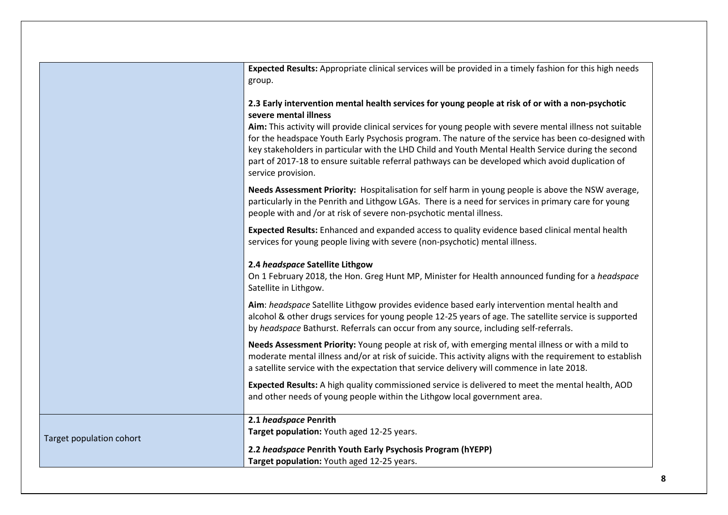| | |
|---|---|
| | **Expected Results:** Appropriate clinical services will be provided in a timely fashion for this high needs group.<br><br>**2.3 Early intervention mental health services for young people at risk of or with a non-psychotic severe mental illness**<br>**Aim:** This activity will provide clinical services for young people with severe mental illness not suitable for the headspace Youth Early Psychosis program. The nature of the service has been co-designed with key stakeholders in particular with the LHD Child and Youth Mental Health Service during the second part of 2017-18 to ensure suitable referral pathways can be developed which avoid duplication of service provision.<br><br>**Needs Assessment Priority:** Hospitalisation for self harm in young people is above the NSW average, particularly in the Penrith and Lithgow LGAs. There is a need for services in primary care for young people with and /or at risk of severe non-psychotic mental illness.<br><br>**Expected Results:** Enhanced and expanded access to quality evidence based clinical mental health services for young people living with severe (non-psychotic) mental illness.<br><br>**2.4 *headspace* Satellite Lithgow**<br>On 1 February 2018, the Hon. Greg Hunt MP, Minister for Health announced funding for a *headspace* Satellite in Lithgow.<br><br>**Aim**: *headspace* Satellite Lithgow provides evidence based early intervention mental health and alcohol & other drugs services for young people 12-25 years of age. The satellite service is supported by *headspace* Bathurst. Referrals can occur from any source, including self-referrals.<br><br>**Needs Assessment Priority:** Young people at risk of, with emerging mental illness or with a mild to moderate mental illness and/or at risk of suicide. This activity aligns with the requirement to establish a satellite service with the expectation that service delivery will commence in late 2018.<br><br>**Expected Results:** A high quality commissioned service is delivered to meet the mental health, AOD and other needs of young people within the Lithgow local government area. |
| Target population cohort | **2.1 *headspace* Penrith**<br>**Target population:** Youth aged 12-25 years.<br><br>**2.2 *headspace* Penrith Youth Early Psychosis Program (hYEPP)**<br>**Target population:** Youth aged 12-25 years. |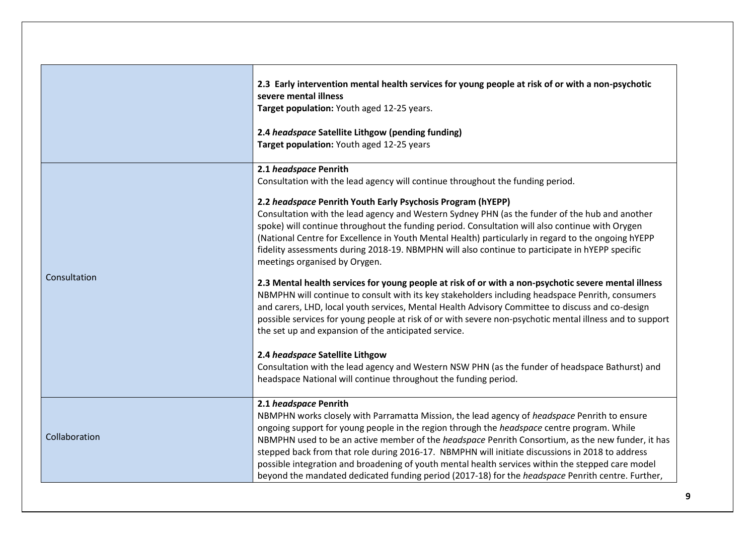| | |
|---|---|
| | **2.3 Early intervention mental health services for young people at risk of or with a non-psychotic severe mental illness**<br>**Target population:** Youth aged 12-25 years.<br><br>**2.4 *headspace* Satellite Lithgow (pending funding)**<br>**Target population:** Youth aged 12-25 years |
| Consultation | **2.1 *headspace* Penrith**<br>Consultation with the lead agency will continue throughout the funding period.<br><br>**2.2 *headspace* Penrith Youth Early Psychosis Program (hYEPP)**<br>Consultation with the lead agency and Western Sydney PHN (as the funder of the hub and another spoke) will continue throughout the funding period. Consultation will also continue with Orygen (National Centre for Excellence in Youth Mental Health) particularly in regard to the ongoing hYEPP fidelity assessments during 2018-19. NBMPHN will also continue to participate in hYEPP specific meetings organised by Orygen.<br><br>**2.3 Mental health services for young people at risk of or with a non-psychotic severe mental illness**<br>NBMPHN will continue to consult with its key stakeholders including headspace Penrith, consumers and carers, LHD, local youth services, Mental Health Advisory Committee to discuss and co-design possible services for young people at risk of or with severe non-psychotic mental illness and to support the set up and expansion of the anticipated service.<br><br>**2.4 *headspace* Satellite Lithgow**<br>Consultation with the lead agency and Western NSW PHN (as the funder of headspace Bathurst) and headspace National will continue throughout the funding period. |
| Collaboration | **2.1 *headspace* Penrith**<br>NBMPHN works closely with Parramatta Mission, the lead agency of *headspace* Penrith to ensure ongoing support for young people in the region through the *headspace* centre program. While NBMPHN used to be an active member of the *headspace* Penrith Consortium, as the new funder, it has stepped back from that role during 2016-17. NBMPHN will initiate discussions in 2018 to address possible integration and broadening of youth mental health services within the stepped care model beyond the mandated dedicated funding period (2017-18) for the *headspace* Penrith centre. Further, |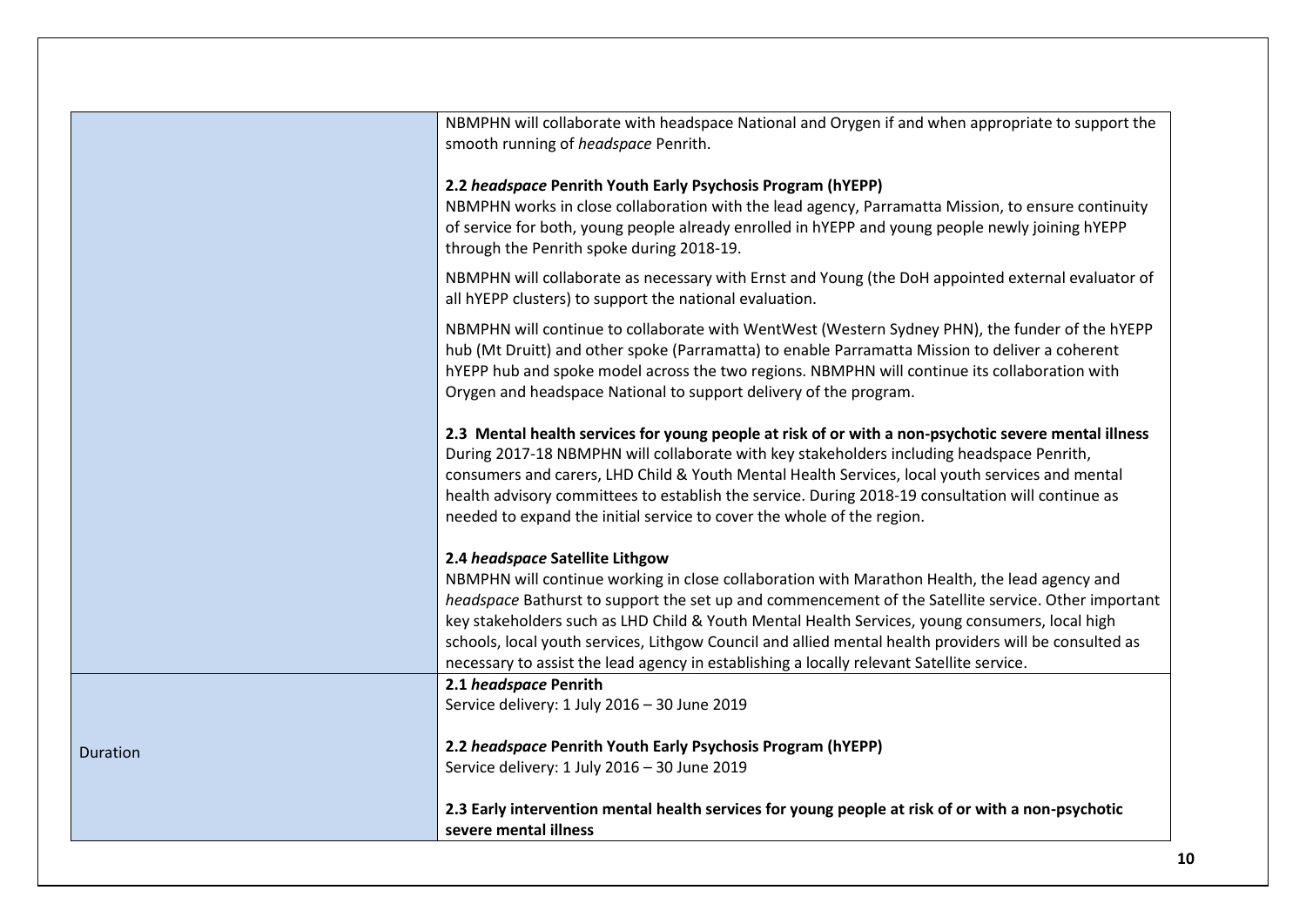| | |
|---|---|
| | NBMPHN will collaborate with headspace National and Orygen if and when appropriate to support the smooth running of *headspace* Penrith.<br><br>**2.2 *headspace* Penrith Youth Early Psychosis Program (hYEPP)**<br>NBMPHN works in close collaboration with the lead agency, Parramatta Mission, to ensure continuity of service for both, young people already enrolled in hYEPP and young people newly joining hYEPP through the Penrith spoke during 2018-19.<br><br>NBMPHN will collaborate as necessary with Ernst and Young (the DoH appointed external evaluator of all hYEPP clusters) to support the national evaluation.<br><br>NBMPHN will continue to collaborate with WentWest (Western Sydney PHN), the funder of the hYEPP hub (Mt Druitt) and other spoke (Parramatta) to enable Parramatta Mission to deliver a coherent hYEPP hub and spoke model across the two regions. NBMPHN will continue its collaboration with Orygen and headspace National to support delivery of the program.<br><br>**2.3 Mental health services for young people at risk of or with a non-psychotic severe mental illness**<br>During 2017-18 NBMPHN will collaborate with key stakeholders including headspace Penrith, consumers and carers, LHD Child & Youth Mental Health Services, local youth services and mental health advisory committees to establish the service. During 2018-19 consultation will continue as needed to expand the initial service to cover the whole of the region.<br><br>**2.4 *headspace* Satellite Lithgow**<br>NBMPHN will continue working in close collaboration with Marathon Health, the lead agency and *headspace* Bathurst to support the set up and commencement of the Satellite service. Other important key stakeholders such as LHD Child & Youth Mental Health Services, young consumers, local high schools, local youth services, Lithgow Council and allied mental health providers will be consulted as necessary to assist the lead agency in establishing a locally relevant Satellite service. |
| Duration | **2.1 *headspace* Penrith**<br>Service delivery: 1 July 2016 – 30 June 2019<br><br>**2.2 *headspace* Penrith Youth Early Psychosis Program (hYEPP)**<br>Service delivery: 1 July 2016 – 30 June 2019<br><br>**2.3 Early intervention mental health services for young people at risk of or with a non-psychotic severe mental illness** |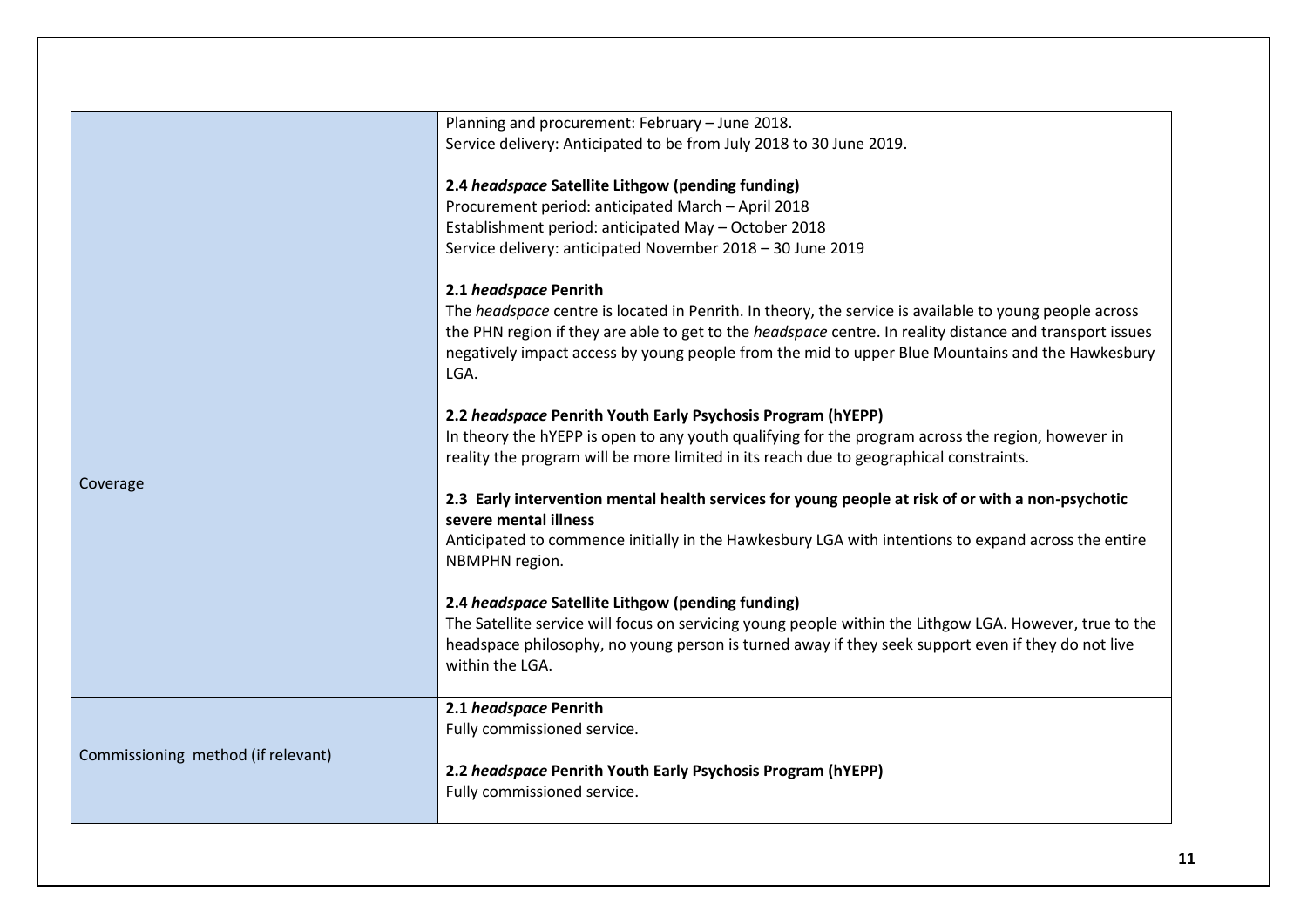| | |
|---|---|
| | Planning and procurement: February – June 2018.<br>Service delivery: Anticipated to be from July 2018 to 30 June 2019.<br><br>**2.4 *headspace* Satellite Lithgow (pending funding)**<br>Procurement period: anticipated March – April 2018<br>Establishment period: anticipated May – October 2018<br>Service delivery: anticipated November 2018 – 30 June 2019 |
| Coverage | **2.1 *headspace* Penrith**<br>The *headspace* centre is located in Penrith. In theory, the service is available to young people across the PHN region if they are able to get to the *headspace* centre. In reality distance and transport issues negatively impact access by young people from the mid to upper Blue Mountains and the Hawkesbury LGA.<br><br>**2.2 *headspace* Penrith Youth Early Psychosis Program (hYEPP)**<br>In theory the hYEPP is open to any youth qualifying for the program across the region, however in reality the program will be more limited in its reach due to geographical constraints.<br><br>**2.3 Early intervention mental health services for young people at risk of or with a non-psychotic severe mental illness**<br>Anticipated to commence initially in the Hawkesbury LGA with intentions to expand across the entire NBMPHN region.<br><br>**2.4 *headspace* Satellite Lithgow (pending funding)**<br>The Satellite service will focus on servicing young people within the Lithgow LGA. However, true to the headspace philosophy, no young person is turned away if they seek support even if they do not live within the LGA. |
| Commissioning method (if relevant) | **2.1 *headspace* Penrith**<br>Fully commissioned service.<br><br>**2.2 *headspace* Penrith Youth Early Psychosis Program (hYEPP)**<br>Fully commissioned service. |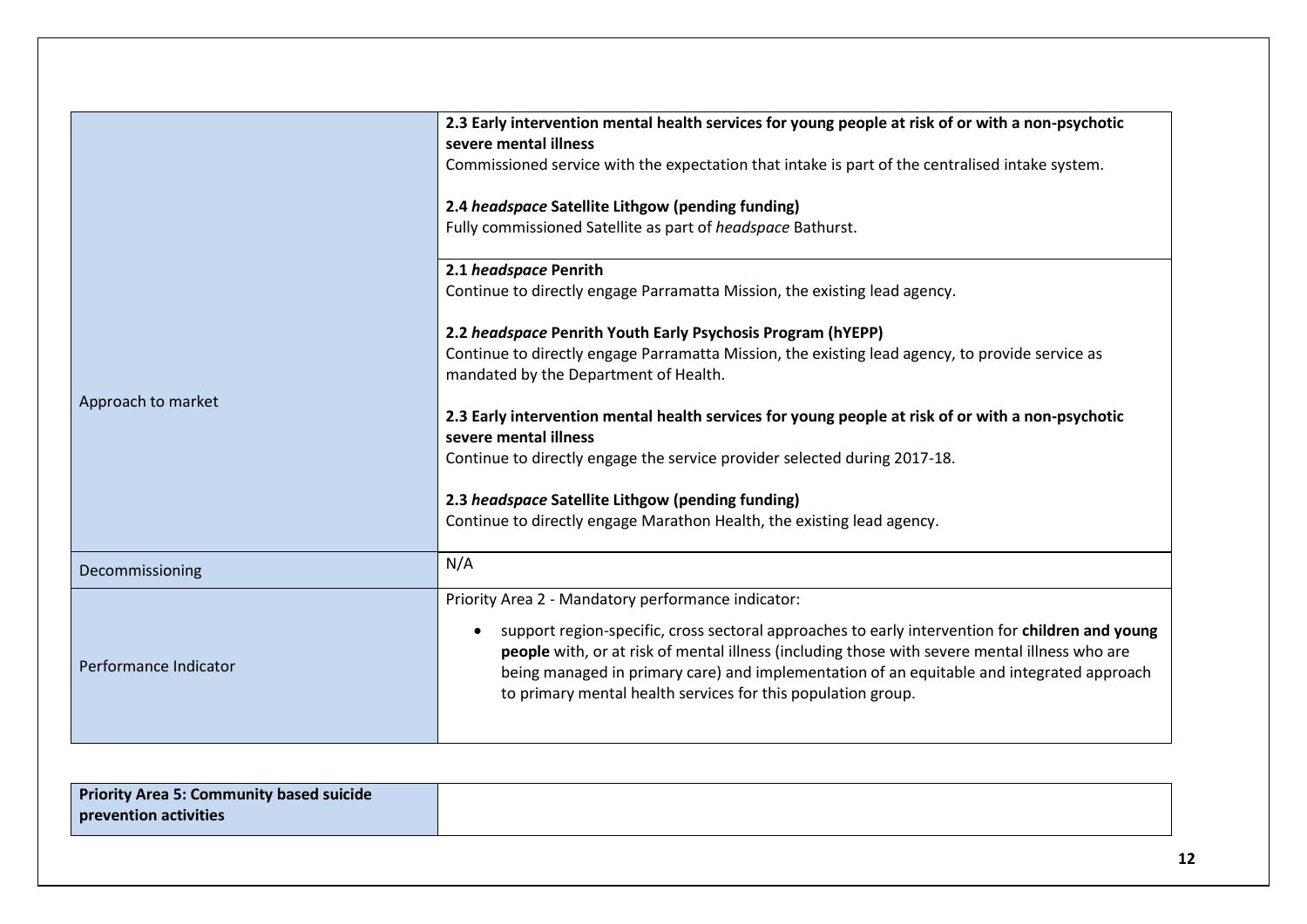| | |
|---|---|
| | **2.3 Early intervention mental health services for young people at risk of or with a non-psychotic severe mental illness**<br>Commissioned service with the expectation that intake is part of the centralised intake system.<br><br>**2.4 *headspace* Satellite Lithgow (pending funding)**<br>Fully commissioned Satellite as part of *headspace* Bathurst. |
| Approach to market | **2.1 *headspace* Penrith**<br>Continue to directly engage Parramatta Mission, the existing lead agency.<br><br>**2.2 *headspace* Penrith Youth Early Psychosis Program (hYEPP)**<br>Continue to directly engage Parramatta Mission, the existing lead agency, to provide service as mandated by the Department of Health.<br><br>**2.3 Early intervention mental health services for young people at risk of or with a non-psychotic severe mental illness**<br>Continue to directly engage the service provider selected during 2017-18.<br><br>**2.3 *headspace* Satellite Lithgow (pending funding)**<br>Continue to directly engage Marathon Health, the existing lead agency. |
| Decommissioning | N/A |
| Performance Indicator | Priority Area 2 - Mandatory performance indicator:<br><br>• support region-specific, cross sectoral approaches to early intervention for **children and young people** with, or at risk of mental illness (including those with severe mental illness who are being managed in primary care) and implementation of an equitable and integrated approach to primary mental health services for this population group. |

| **Priority Area 5: Community based suicide prevention activities** | |
|---|---|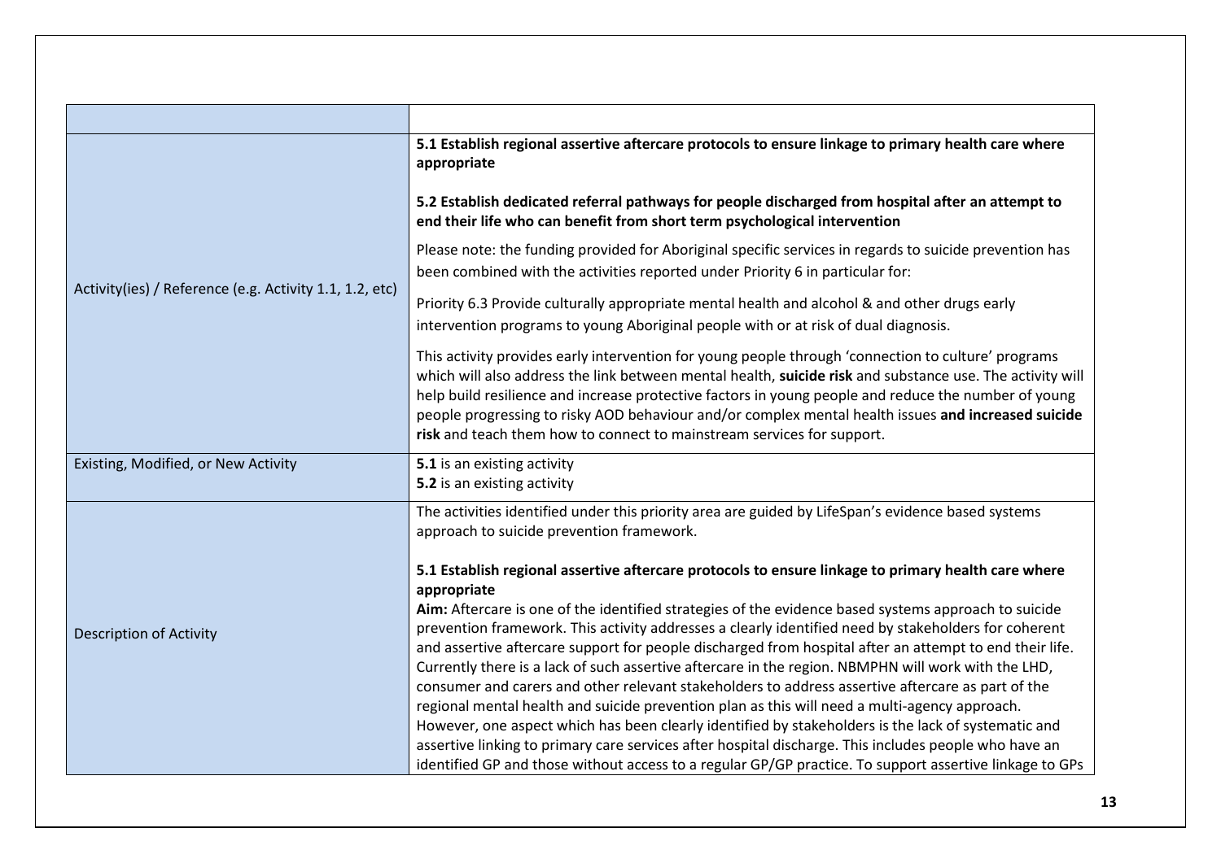| | |
|---|---|
| Activity(ies) / Reference (e.g. Activity 1.1, 1.2, etc) | **5.1 Establish regional assertive aftercare protocols to ensure linkage to primary health care where appropriate**<br><br>**5.2 Establish dedicated referral pathways for people discharged from hospital after an attempt to end their life who can benefit from short term psychological intervention**<br><br>Please note: the funding provided for Aboriginal specific services in regards to suicide prevention has been combined with the activities reported under Priority 6 in particular for:<br><br>Priority 6.3 Provide culturally appropriate mental health and alcohol & and other drugs early intervention programs to young Aboriginal people with or at risk of dual diagnosis.<br><br>This activity provides early intervention for young people through 'connection to culture' programs which will also address the link between mental health, **suicide risk** and substance use. The activity will help build resilience and increase protective factors in young people and reduce the number of young people progressing to risky AOD behaviour and/or complex mental health issues **and increased suicide risk** and teach them how to connect to mainstream services for support. |
| Existing, Modified, or New Activity | **5.1** is an existing activity<br>**5.2** is an existing activity |
| Description of Activity | The activities identified under this priority area are guided by LifeSpan's evidence based systems approach to suicide prevention framework.<br><br>**5.1 Establish regional assertive aftercare protocols to ensure linkage to primary health care where appropriate**<br>**Aim:** Aftercare is one of the identified strategies of the evidence based systems approach to suicide prevention framework. This activity addresses a clearly identified need by stakeholders for coherent and assertive aftercare support for people discharged from hospital after an attempt to end their life. Currently there is a lack of such assertive aftercare in the region. NBMPHN will work with the LHD, consumer and carers and other relevant stakeholders to address assertive aftercare as part of the regional mental health and suicide prevention plan as this will need a multi-agency approach. However, one aspect which has been clearly identified by stakeholders is the lack of systematic and assertive linking to primary care services after hospital discharge. This includes people who have an identified GP and those without access to a regular GP/GP practice. To support assertive linkage to GPs |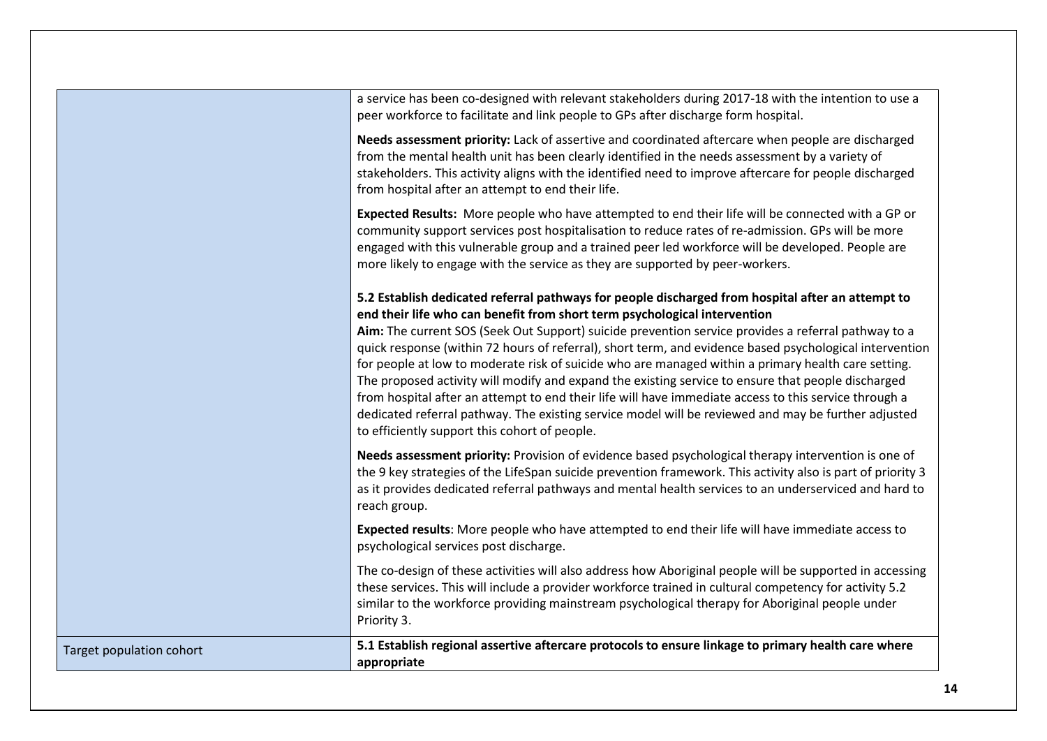| | |
|---|---|
| | a service has been co-designed with relevant stakeholders during 2017-18 with the intention to use a peer workforce to facilitate and link people to GPs after discharge form hospital.<br><br>**Needs assessment priority:** Lack of assertive and coordinated aftercare when people are discharged from the mental health unit has been clearly identified in the needs assessment by a variety of stakeholders. This activity aligns with the identified need to improve aftercare for people discharged from hospital after an attempt to end their life.<br><br>**Expected Results:** More people who have attempted to end their life will be connected with a GP or community support services post hospitalisation to reduce rates of re-admission. GPs will be more engaged with this vulnerable group and a trained peer led workforce will be developed. People are more likely to engage with the service as they are supported by peer-workers.<br><br>**5.2 Establish dedicated referral pathways for people discharged from hospital after an attempt to end their life who can benefit from short term psychological intervention**<br>**Aim:** The current SOS (Seek Out Support) suicide prevention service provides a referral pathway to a quick response (within 72 hours of referral), short term, and evidence based psychological intervention for people at low to moderate risk of suicide who are managed within a primary health care setting. The proposed activity will modify and expand the existing service to ensure that people discharged from hospital after an attempt to end their life will have immediate access to this service through a dedicated referral pathway. The existing service model will be reviewed and may be further adjusted to efficiently support this cohort of people.<br><br>**Needs assessment priority:** Provision of evidence based psychological therapy intervention is one of the 9 key strategies of the LifeSpan suicide prevention framework. This activity also is part of priority 3 as it provides dedicated referral pathways and mental health services to an underserviced and hard to reach group.<br><br>**Expected results**: More people who have attempted to end their life will have immediate access to psychological services post discharge.<br><br>The co-design of these activities will also address how Aboriginal people will be supported in accessing these services. This will include a provider workforce trained in cultural competency for activity 5.2 similar to the workforce providing mainstream psychological therapy for Aboriginal people under Priority 3. |
| Target population cohort | **5.1 Establish regional assertive aftercare protocols to ensure linkage to primary health care where appropriate** |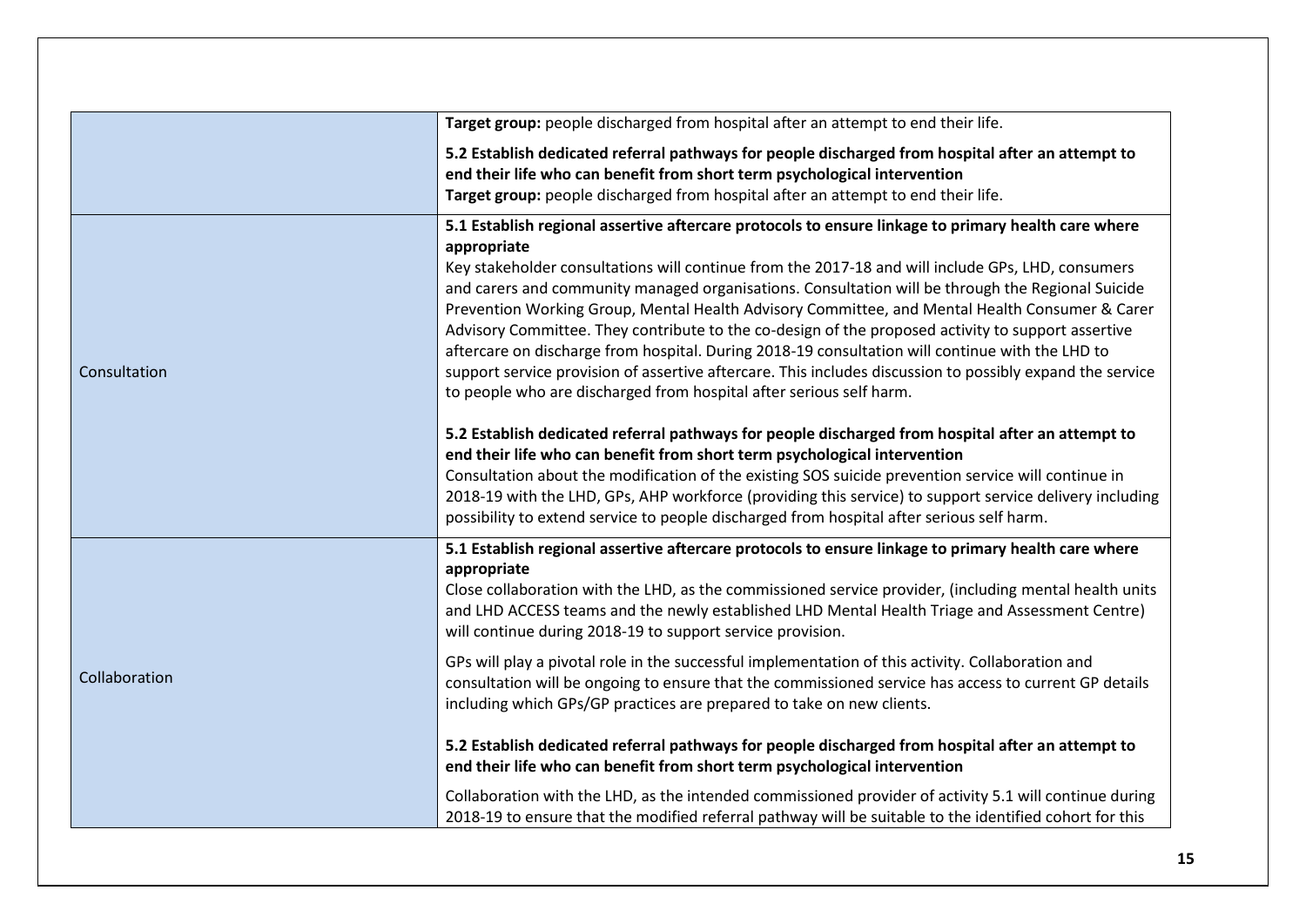| | |
|---|---|
| | **Target group:** people discharged from hospital after an attempt to end their life.<br><br>**5.2 Establish dedicated referral pathways for people discharged from hospital after an attempt to end their life who can benefit from short term psychological intervention**<br>**Target group:** people discharged from hospital after an attempt to end their life. |
| Consultation | **5.1 Establish regional assertive aftercare protocols to ensure linkage to primary health care where appropriate**<br>Key stakeholder consultations will continue from the 2017-18 and will include GPs, LHD, consumers and carers and community managed organisations. Consultation will be through the Regional Suicide Prevention Working Group, Mental Health Advisory Committee, and Mental Health Consumer & Carer Advisory Committee. They contribute to the co-design of the proposed activity to support assertive aftercare on discharge from hospital. During 2018-19 consultation will continue with the LHD to support service provision of assertive aftercare. This includes discussion to possibly expand the service to people who are discharged from hospital after serious self harm.<br><br>**5.2 Establish dedicated referral pathways for people discharged from hospital after an attempt to end their life who can benefit from short term psychological intervention**<br>Consultation about the modification of the existing SOS suicide prevention service will continue in 2018-19 with the LHD, GPs, AHP workforce (providing this service) to support service delivery including possibility to extend service to people discharged from hospital after serious self harm. |
| Collaboration | **5.1 Establish regional assertive aftercare protocols to ensure linkage to primary health care where appropriate**<br>Close collaboration with the LHD, as the commissioned service provider, (including mental health units and LHD ACCESS teams and the newly established LHD Mental Health Triage and Assessment Centre) will continue during 2018-19 to support service provision.<br><br>GPs will play a pivotal role in the successful implementation of this activity. Collaboration and consultation will be ongoing to ensure that the commissioned service has access to current GP details including which GPs/GP practices are prepared to take on new clients.<br><br>**5.2 Establish dedicated referral pathways for people discharged from hospital after an attempt to end their life who can benefit from short term psychological intervention**<br><br>Collaboration with the LHD, as the intended commissioned provider of activity 5.1 will continue during 2018-19 to ensure that the modified referral pathway will be suitable to the identified cohort for this |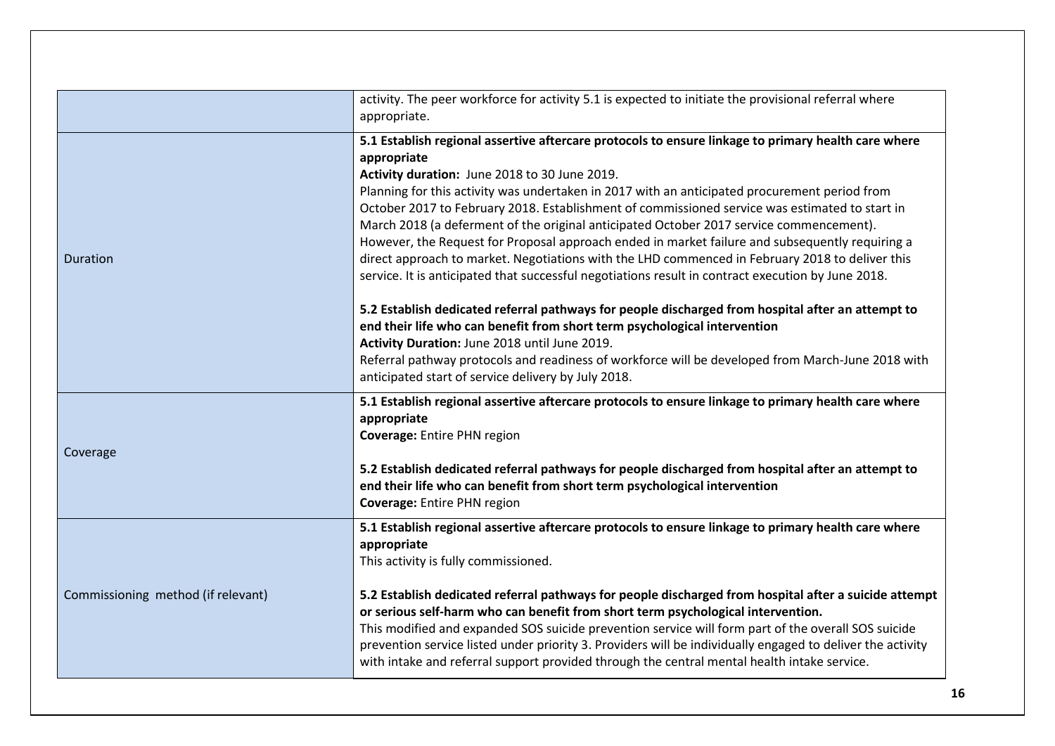| | |
|---|---|
| | activity. The peer workforce for activity 5.1 is expected to initiate the provisional referral where appropriate. |
| Duration | **5.1 Establish regional assertive aftercare protocols to ensure linkage to primary health care where appropriate**<br>**Activity duration:** June 2018 to 30 June 2019.<br>Planning for this activity was undertaken in 2017 with an anticipated procurement period from October 2017 to February 2018. Establishment of commissioned service was estimated to start in March 2018 (a deferment of the original anticipated October 2017 service commencement). However, the Request for Proposal approach ended in market failure and subsequently requiring a direct approach to market. Negotiations with the LHD commenced in February 2018 to deliver this service. It is anticipated that successful negotiations result in contract execution by June 2018.<br><br>**5.2 Establish dedicated referral pathways for people discharged from hospital after an attempt to end their life who can benefit from short term psychological intervention**<br>**Activity Duration:** June 2018 until June 2019.<br>Referral pathway protocols and readiness of workforce will be developed from March-June 2018 with anticipated start of service delivery by July 2018. |
| Coverage | **5.1 Establish regional assertive aftercare protocols to ensure linkage to primary health care where appropriate**<br>**Coverage:** Entire PHN region<br><br>**5.2 Establish dedicated referral pathways for people discharged from hospital after an attempt to end their life who can benefit from short term psychological intervention**<br>**Coverage:** Entire PHN region |
| Commissioning method (if relevant) | **5.1 Establish regional assertive aftercare protocols to ensure linkage to primary health care where appropriate**<br>This activity is fully commissioned.<br><br>**5.2 Establish dedicated referral pathways for people discharged from hospital after a suicide attempt or serious self-harm who can benefit from short term psychological intervention.**<br>This modified and expanded SOS suicide prevention service will form part of the overall SOS suicide prevention service listed under priority 3. Providers will be individually engaged to deliver the activity with intake and referral support provided through the central mental health intake service. |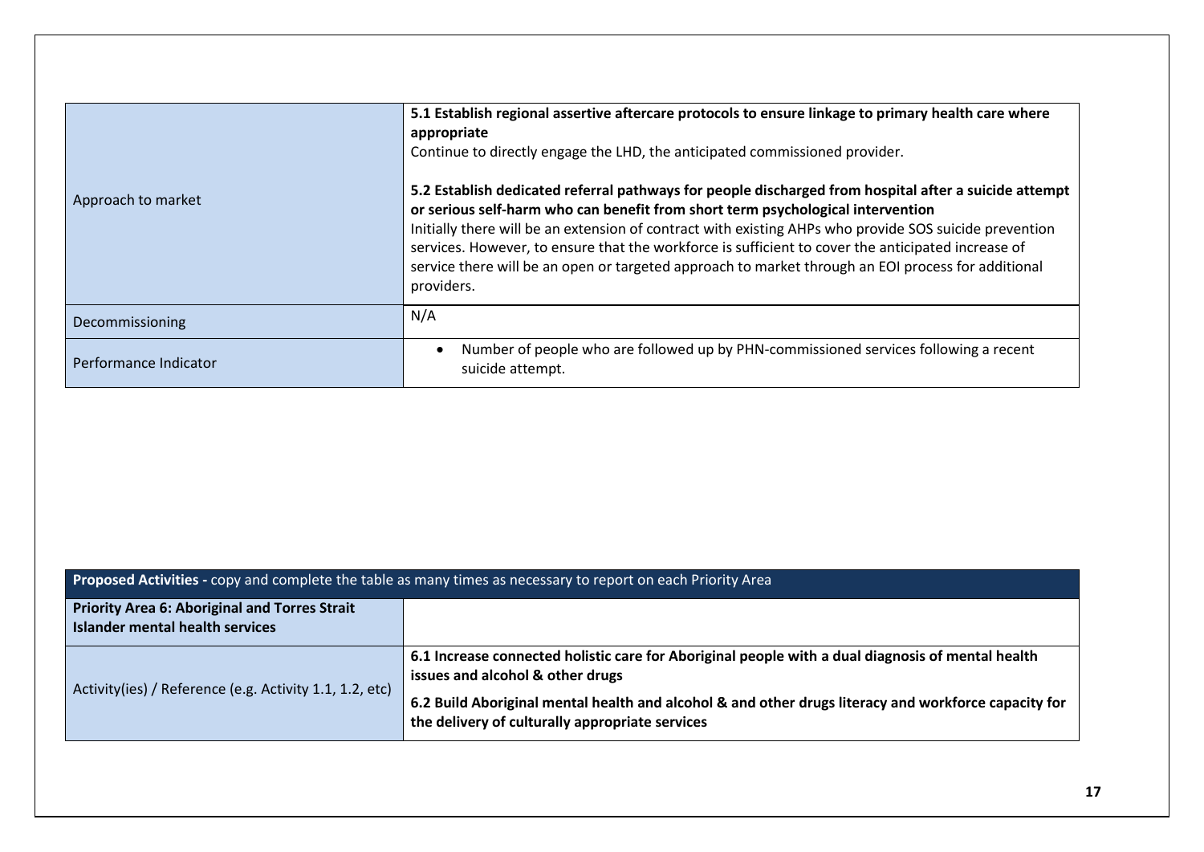| | |
|---|---|
| Approach to market | **5.1 Establish regional assertive aftercare protocols to ensure linkage to primary health care where appropriate**<br>Continue to directly engage the LHD, the anticipated commissioned provider.<br><br>**5.2 Establish dedicated referral pathways for people discharged from hospital after a suicide attempt or serious self-harm who can benefit from short term psychological intervention**<br>Initially there will be an extension of contract with existing AHPs who provide SOS suicide prevention services. However, to ensure that the workforce is sufficient to cover the anticipated increase of service there will be an open or targeted approach to market through an EOI process for additional providers. |
| Decommissioning | N/A |
| Performance Indicator | • Number of people who are followed up by PHN-commissioned services following a recent suicide attempt. |

| **Proposed Activities -** copy and complete the table as many times as necessary to report on each Priority Area | |
|---|---|
| **Priority Area 6: Aboriginal and Torres Strait Islander mental health services** | |
| Activity(ies) / Reference (e.g. Activity 1.1, 1.2, etc) | **6.1 Increase connected holistic care for Aboriginal people with a dual diagnosis of mental health issues and alcohol & other drugs**<br><br>**6.2 Build Aboriginal mental health and alcohol & and other drugs literacy and workforce capacity for the delivery of culturally appropriate services** |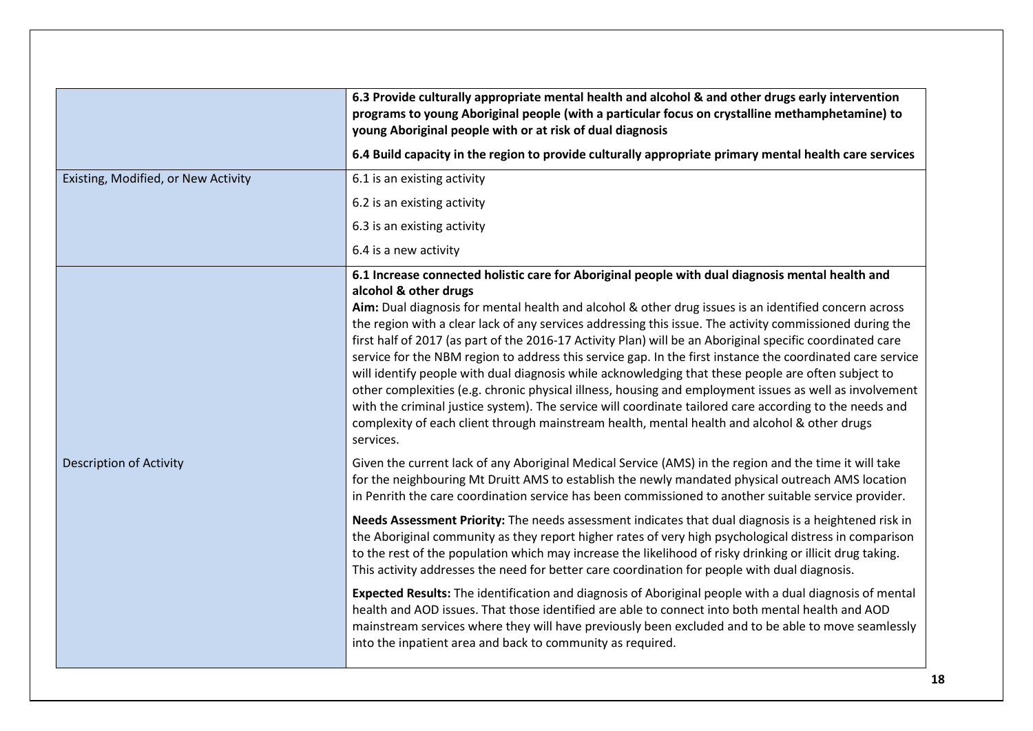| | |
|---|---|
| | **6.3 Provide culturally appropriate mental health and alcohol & and other drugs early intervention programs to young Aboriginal people (with a particular focus on crystalline methamphetamine) to young Aboriginal people with or at risk of dual diagnosis**<br><br>**6.4 Build capacity in the region to provide culturally appropriate primary mental health care services** |
| Existing, Modified, or New Activity | 6.1 is an existing activity<br><br>6.2 is an existing activity<br><br>6.3 is an existing activity<br><br>6.4 is a new activity |
| Description of Activity | **6.1 Increase connected holistic care for Aboriginal people with dual diagnosis mental health and alcohol & other drugs**<br>**Aim:** Dual diagnosis for mental health and alcohol & other drug issues is an identified concern across the region with a clear lack of any services addressing this issue. The activity commissioned during the first half of 2017 (as part of the 2016-17 Activity Plan) will be an Aboriginal specific coordinated care service for the NBM region to address this service gap. In the first instance the coordinated care service will identify people with dual diagnosis while acknowledging that these people are often subject to other complexities (e.g. chronic physical illness, housing and employment issues as well as involvement with the criminal justice system). The service will coordinate tailored care according to the needs and complexity of each client through mainstream health, mental health and alcohol & other drugs services.<br><br>Given the current lack of any Aboriginal Medical Service (AMS) in the region and the time it will take for the neighbouring Mt Druitt AMS to establish the newly mandated physical outreach AMS location in Penrith the care coordination service has been commissioned to another suitable service provider.<br><br>**Needs Assessment Priority:** The needs assessment indicates that dual diagnosis is a heightened risk in the Aboriginal community as they report higher rates of very high psychological distress in comparison to the rest of the population which may increase the likelihood of risky drinking or illicit drug taking. This activity addresses the need for better care coordination for people with dual diagnosis.<br><br>**Expected Results:** The identification and diagnosis of Aboriginal people with a dual diagnosis of mental health and AOD issues. That those identified are able to connect into both mental health and AOD mainstream services where they will have previously been excluded and to be able to move seamlessly into the inpatient area and back to community as required. |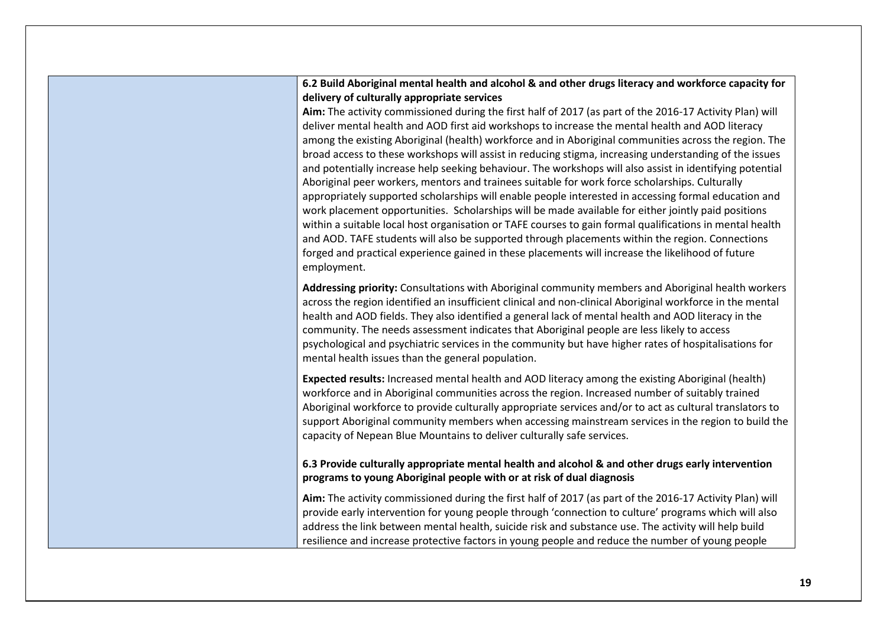**6.2 Build Aboriginal mental health and alcohol & and other drugs literacy and workforce capacity for delivery of culturally appropriate services**

**Aim:** The activity commissioned during the first half of 2017 (as part of the 2016-17 Activity Plan) will deliver mental health and AOD first aid workshops to increase the mental health and AOD literacy among the existing Aboriginal (health) workforce and in Aboriginal communities across the region. The broad access to these workshops will assist in reducing stigma, increasing understanding of the issues and potentially increase help seeking behaviour. The workshops will also assist in identifying potential Aboriginal peer workers, mentors and trainees suitable for work force scholarships. Culturally appropriately supported scholarships will enable people interested in accessing formal education and work placement opportunities. Scholarships will be made available for either jointly paid positions within a suitable local host organisation or TAFE courses to gain formal qualifications in mental health and AOD. TAFE students will also be supported through placements within the region. Connections forged and practical experience gained in these placements will increase the likelihood of future employment.

**Addressing priority:** Consultations with Aboriginal community members and Aboriginal health workers across the region identified an insufficient clinical and non-clinical Aboriginal workforce in the mental health and AOD fields. They also identified a general lack of mental health and AOD literacy in the community. The needs assessment indicates that Aboriginal people are less likely to access psychological and psychiatric services in the community but have higher rates of hospitalisations for mental health issues than the general population.

**Expected results:** Increased mental health and AOD literacy among the existing Aboriginal (health) workforce and in Aboriginal communities across the region. Increased number of suitably trained Aboriginal workforce to provide culturally appropriate services and/or to act as cultural translators to support Aboriginal community members when accessing mainstream services in the region to build the capacity of Nepean Blue Mountains to deliver culturally safe services.

**6.3 Provide culturally appropriate mental health and alcohol & and other drugs early intervention programs to young Aboriginal people with or at risk of dual diagnosis**

**Aim:** The activity commissioned during the first half of 2017 (as part of the 2016-17 Activity Plan) will provide early intervention for young people through 'connection to culture' programs which will also address the link between mental health, suicide risk and substance use. The activity will help build resilience and increase protective factors in young people and reduce the number of young people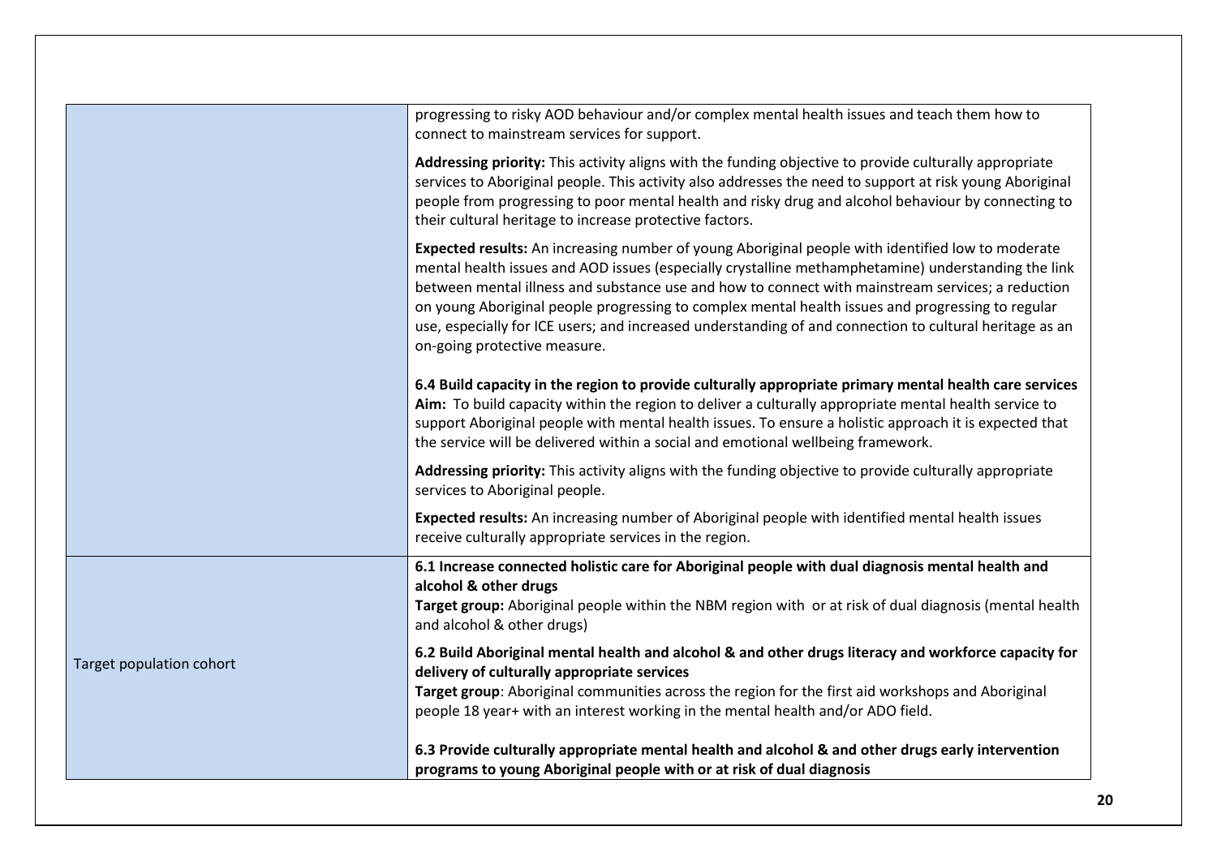| | |
|---|---|
| | progressing to risky AOD behaviour and/or complex mental health issues and teach them how to connect to mainstream services for support.<br><br>**Addressing priority:** This activity aligns with the funding objective to provide culturally appropriate services to Aboriginal people. This activity also addresses the need to support at risk young Aboriginal people from progressing to poor mental health and risky drug and alcohol behaviour by connecting to their cultural heritage to increase protective factors.<br><br>**Expected results:** An increasing number of young Aboriginal people with identified low to moderate mental health issues and AOD issues (especially crystalline methamphetamine) understanding the link between mental illness and substance use and how to connect with mainstream services; a reduction on young Aboriginal people progressing to complex mental health issues and progressing to regular use, especially for ICE users; and increased understanding of and connection to cultural heritage as an on-going protective measure.<br><br>**6.4 Build capacity in the region to provide culturally appropriate primary mental health care services**<br>**Aim:** To build capacity within the region to deliver a culturally appropriate mental health service to support Aboriginal people with mental health issues. To ensure a holistic approach it is expected that the service will be delivered within a social and emotional wellbeing framework.<br><br>**Addressing priority:** This activity aligns with the funding objective to provide culturally appropriate services to Aboriginal people.<br><br>**Expected results:** An increasing number of Aboriginal people with identified mental health issues receive culturally appropriate services in the region. |
| Target population cohort | **6.1 Increase connected holistic care for Aboriginal people with dual diagnosis mental health and alcohol & other drugs**<br>**Target group:** Aboriginal people within the NBM region with or at risk of dual diagnosis (mental health and alcohol & other drugs)<br><br>**6.2 Build Aboriginal mental health and alcohol & and other drugs literacy and workforce capacity for delivery of culturally appropriate services**<br>**Target group**: Aboriginal communities across the region for the first aid workshops and Aboriginal people 18 year+ with an interest working in the mental health and/or ADO field.<br><br>**6.3 Provide culturally appropriate mental health and alcohol & and other drugs early intervention programs to young Aboriginal people with or at risk of dual diagnosis** |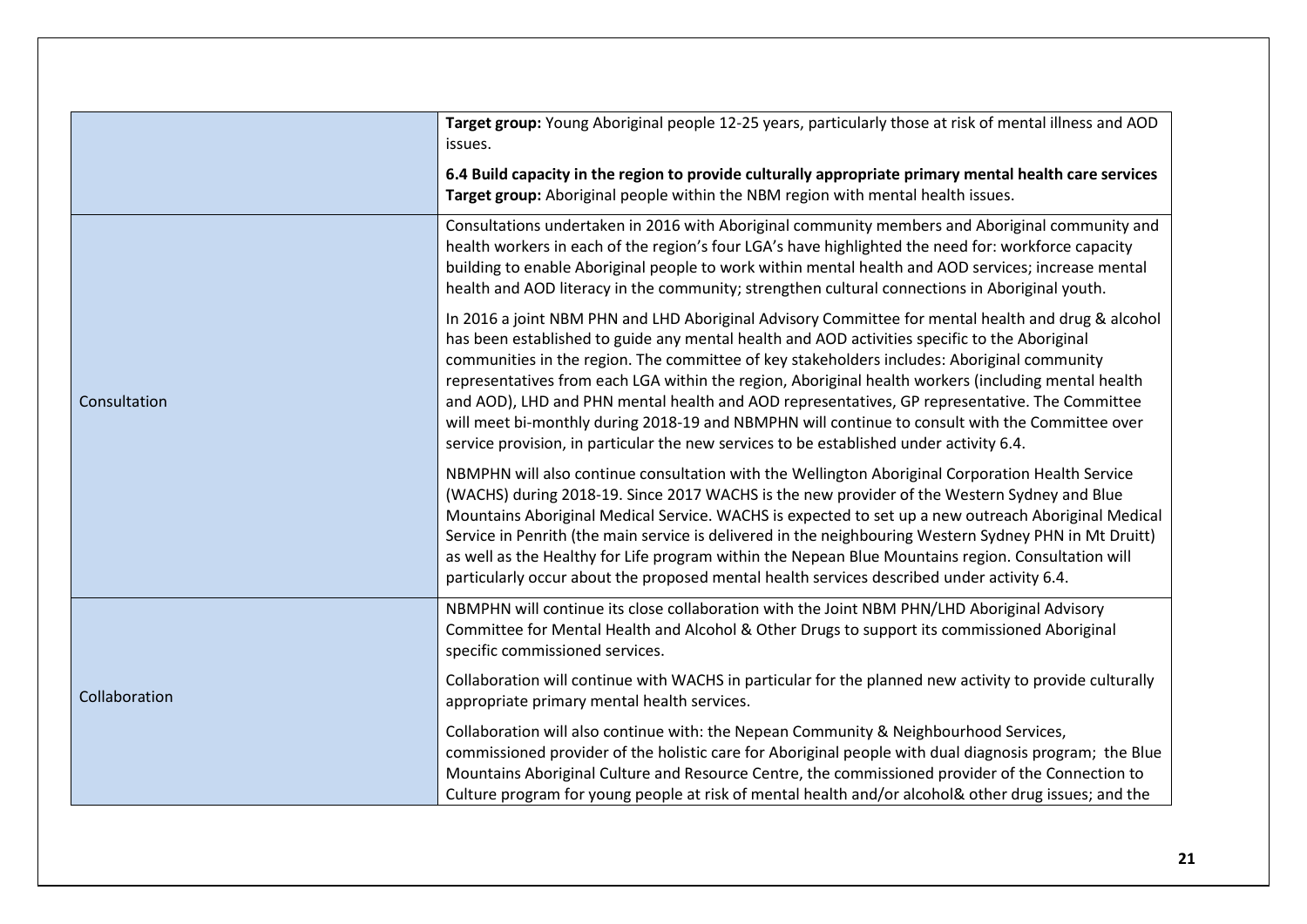| | |
|---|---|
| | **Target group:** Young Aboriginal people 12-25 years, particularly those at risk of mental illness and AOD issues.<br><br>**6.4 Build capacity in the region to provide culturally appropriate primary mental health care services**<br>**Target group:** Aboriginal people within the NBM region with mental health issues. |
| Consultation | Consultations undertaken in 2016 with Aboriginal community members and Aboriginal community and health workers in each of the region's four LGA's have highlighted the need for: workforce capacity building to enable Aboriginal people to work within mental health and AOD services; increase mental health and AOD literacy in the community; strengthen cultural connections in Aboriginal youth.<br><br>In 2016 a joint NBM PHN and LHD Aboriginal Advisory Committee for mental health and drug & alcohol has been established to guide any mental health and AOD activities specific to the Aboriginal communities in the region. The committee of key stakeholders includes: Aboriginal community representatives from each LGA within the region, Aboriginal health workers (including mental health and AOD), LHD and PHN mental health and AOD representatives, GP representative. The Committee will meet bi-monthly during 2018-19 and NBMPHN will continue to consult with the Committee over service provision, in particular the new services to be established under activity 6.4.<br><br>NBMPHN will also continue consultation with the Wellington Aboriginal Corporation Health Service (WACHS) during 2018-19. Since 2017 WACHS is the new provider of the Western Sydney and Blue Mountains Aboriginal Medical Service. WACHS is expected to set up a new outreach Aboriginal Medical Service in Penrith (the main service is delivered in the neighbouring Western Sydney PHN in Mt Druitt) as well as the Healthy for Life program within the Nepean Blue Mountains region. Consultation will particularly occur about the proposed mental health services described under activity 6.4. |
| Collaboration | NBMPHN will continue its close collaboration with the Joint NBM PHN/LHD Aboriginal Advisory Committee for Mental Health and Alcohol & Other Drugs to support its commissioned Aboriginal specific commissioned services.<br><br>Collaboration will continue with WACHS in particular for the planned new activity to provide culturally appropriate primary mental health services.<br><br>Collaboration will also continue with: the Nepean Community & Neighbourhood Services, commissioned provider of the holistic care for Aboriginal people with dual diagnosis program; the Blue Mountains Aboriginal Culture and Resource Centre, the commissioned provider of the Connection to Culture program for young people at risk of mental health and/or alcohol& other drug issues; and the |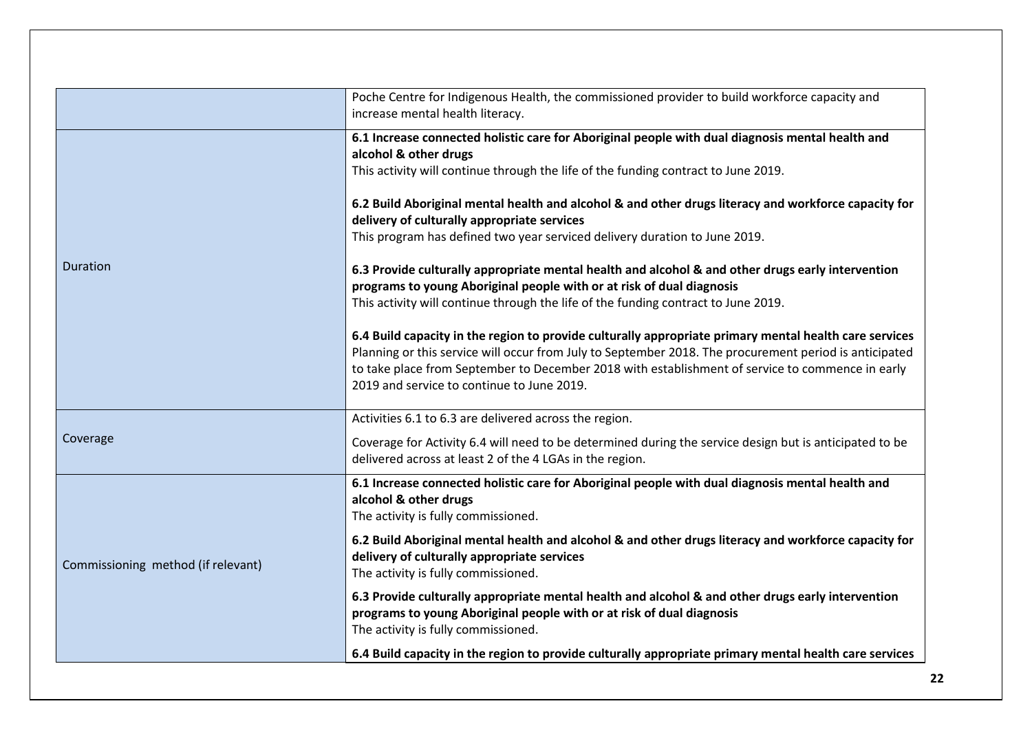| | |
|---|---|
| | Poche Centre for Indigenous Health, the commissioned provider to build workforce capacity and increase mental health literacy. |
| Duration | **6.1 Increase connected holistic care for Aboriginal people with dual diagnosis mental health and alcohol & other drugs**<br>This activity will continue through the life of the funding contract to June 2019.<br><br>**6.2 Build Aboriginal mental health and alcohol & and other drugs literacy and workforce capacity for delivery of culturally appropriate services**<br>This program has defined two year serviced delivery duration to June 2019.<br><br>**6.3 Provide culturally appropriate mental health and alcohol & and other drugs early intervention programs to young Aboriginal people with or at risk of dual diagnosis**<br>This activity will continue through the life of the funding contract to June 2019.<br><br>**6.4 Build capacity in the region to provide culturally appropriate primary mental health care services**<br>Planning or this service will occur from July to September 2018. The procurement period is anticipated to take place from September to December 2018 with establishment of service to commence in early 2019 and service to continue to June 2019. |
| Coverage | Activities 6.1 to 6.3 are delivered across the region.<br><br>Coverage for Activity 6.4 will need to be determined during the service design but is anticipated to be delivered across at least 2 of the 4 LGAs in the region. |
| Commissioning method (if relevant) | **6.1 Increase connected holistic care for Aboriginal people with dual diagnosis mental health and alcohol & other drugs**<br>The activity is fully commissioned.<br><br>**6.2 Build Aboriginal mental health and alcohol & and other drugs literacy and workforce capacity for delivery of culturally appropriate services**<br>The activity is fully commissioned.<br><br>**6.3 Provide culturally appropriate mental health and alcohol & and other drugs early intervention programs to young Aboriginal people with or at risk of dual diagnosis**<br>The activity is fully commissioned.<br><br>**6.4 Build capacity in the region to provide culturally appropriate primary mental health care services** |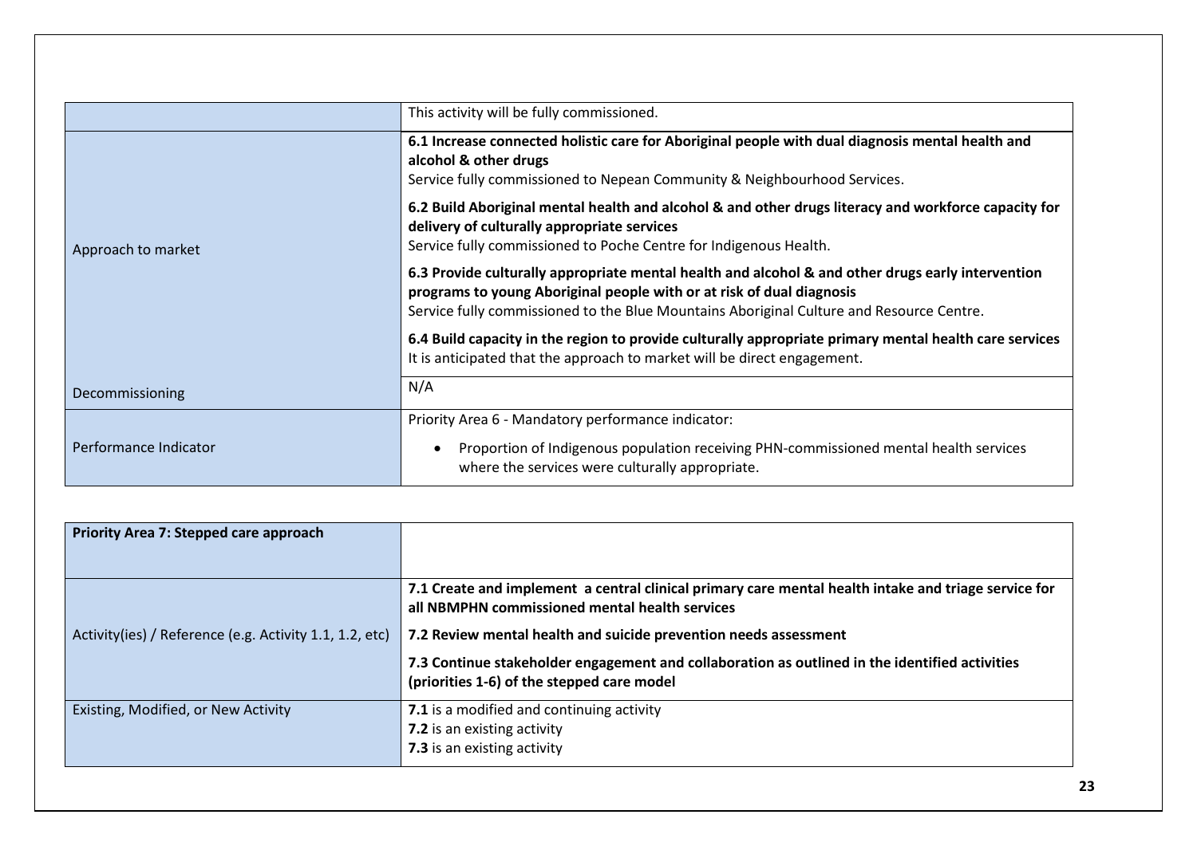| | |
|---|---|
| | This activity will be fully commissioned. |
| Approach to market | **6.1 Increase connected holistic care for Aboriginal people with dual diagnosis mental health and alcohol & other drugs**<br>Service fully commissioned to Nepean Community & Neighbourhood Services.<br>**6.2 Build Aboriginal mental health and alcohol & and other drugs literacy and workforce capacity for delivery of culturally appropriate services**<br>Service fully commissioned to Poche Centre for Indigenous Health.<br>**6.3 Provide culturally appropriate mental health and alcohol & and other drugs early intervention programs to young Aboriginal people with or at risk of dual diagnosis**<br>Service fully commissioned to the Blue Mountains Aboriginal Culture and Resource Centre.<br>**6.4 Build capacity in the region to provide culturally appropriate primary mental health care services**<br>It is anticipated that the approach to market will be direct engagement. |
| Decommissioning | N/A |
| Performance Indicator | Priority Area 6 - Mandatory performance indicator:<br>• Proportion of Indigenous population receiving PHN-commissioned mental health services where the services were culturally appropriate. |

| **Priority Area 7: Stepped care approach** | |
|---|---|
| Activity(ies) / Reference (e.g. Activity 1.1, 1.2, etc) | **7.1 Create and implement a central clinical primary care mental health intake and triage service for all NBMPHN commissioned mental health services**<br>**7.2 Review mental health and suicide prevention needs assessment**<br>**7.3 Continue stakeholder engagement and collaboration as outlined in the identified activities (priorities 1-6) of the stepped care model** |
| Existing, Modified, or New Activity | **7.1** is a modified and continuing activity<br>**7.2** is an existing activity<br>**7.3** is an existing activity |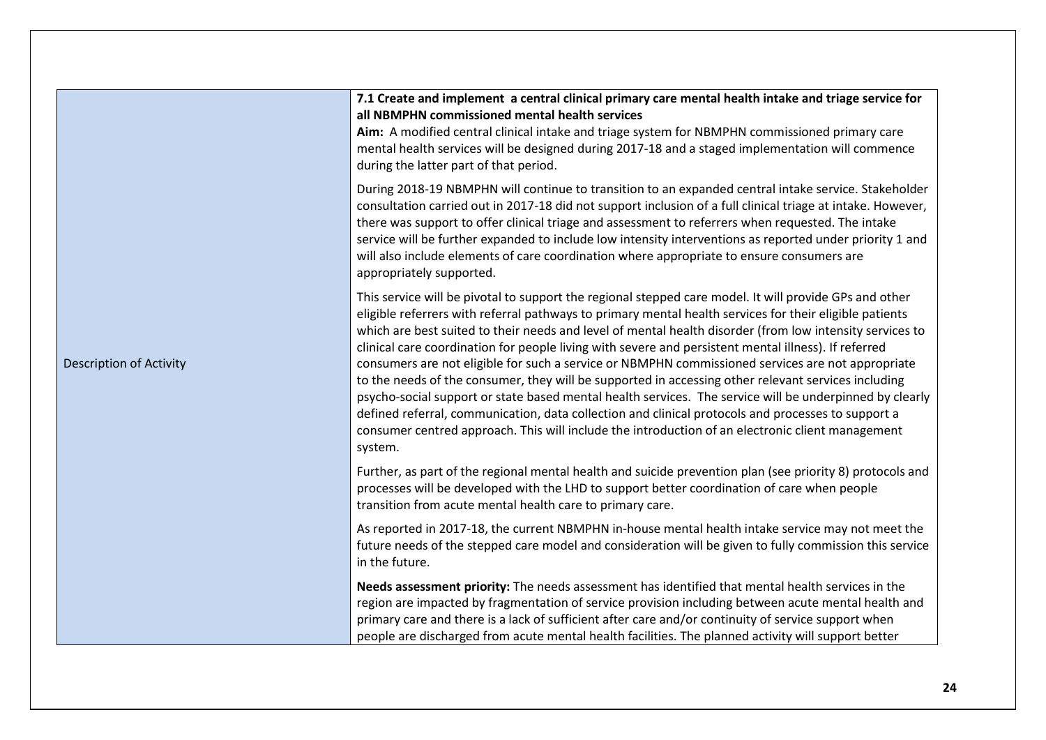| Description of Activity | **7.1 Create and implement a central clinical primary care mental health intake and triage service for all NBMPHN commissioned mental health services**<br>**Aim:** A modified central clinical intake and triage system for NBMPHN commissioned primary care mental health services will be designed during 2017-18 and a staged implementation will commence during the latter part of that period.<br><br>During 2018-19 NBMPHN will continue to transition to an expanded central intake service. Stakeholder consultation carried out in 2017-18 did not support inclusion of a full clinical triage at intake. However, there was support to offer clinical triage and assessment to referrers when requested. The intake service will be further expanded to include low intensity interventions as reported under priority 1 and will also include elements of care coordination where appropriate to ensure consumers are appropriately supported.<br><br>This service will be pivotal to support the regional stepped care model. It will provide GPs and other eligible referrers with referral pathways to primary mental health services for their eligible patients which are best suited to their needs and level of mental health disorder (from low intensity services to clinical care coordination for people living with severe and persistent mental illness). If referred consumers are not eligible for such a service or NBMPHN commissioned services are not appropriate to the needs of the consumer, they will be supported in accessing other relevant services including psycho-social support or state based mental health services. The service will be underpinned by clearly defined referral, communication, data collection and clinical protocols and processes to support a consumer centred approach. This will include the introduction of an electronic client management system.<br><br>Further, as part of the regional mental health and suicide prevention plan (see priority 8) protocols and processes will be developed with the LHD to support better coordination of care when people transition from acute mental health care to primary care.<br><br>As reported in 2017-18, the current NBMPHN in-house mental health intake service may not meet the future needs of the stepped care model and consideration will be given to fully commission this service in the future.<br><br>**Needs assessment priority:** The needs assessment has identified that mental health services in the region are impacted by fragmentation of service provision including between acute mental health and primary care and there is a lack of sufficient after care and/or continuity of service support when people are discharged from acute mental health facilities. The planned activity will support better |
|---|---|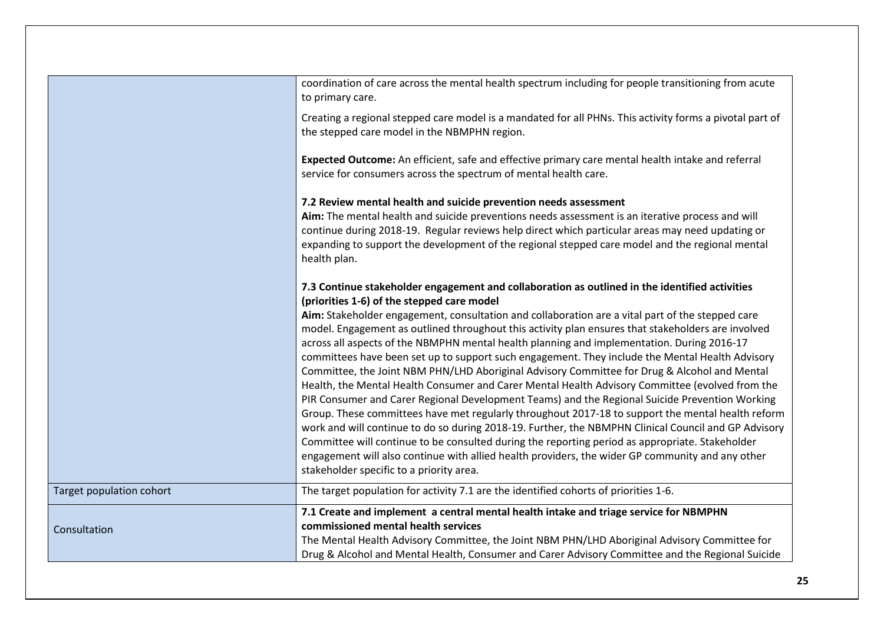| | |
|---|---|
| | coordination of care across the mental health spectrum including for people transitioning from acute to primary care.<br><br>Creating a regional stepped care model is a mandated for all PHNs. This activity forms a pivotal part of the stepped care model in the NBMPHN region.<br><br>**Expected Outcome:** An efficient, safe and effective primary care mental health intake and referral service for consumers across the spectrum of mental health care.<br><br>**7.2 Review mental health and suicide prevention needs assessment**<br>**Aim:** The mental health and suicide preventions needs assessment is an iterative process and will continue during 2018-19. Regular reviews help direct which particular areas may need updating or expanding to support the development of the regional stepped care model and the regional mental health plan.<br><br>**7.3 Continue stakeholder engagement and collaboration as outlined in the identified activities (priorities 1-6) of the stepped care model**<br>**Aim:** Stakeholder engagement, consultation and collaboration are a vital part of the stepped care model. Engagement as outlined throughout this activity plan ensures that stakeholders are involved across all aspects of the NBMPHN mental health planning and implementation. During 2016-17 committees have been set up to support such engagement. They include the Mental Health Advisory Committee, the Joint NBM PHN/LHD Aboriginal Advisory Committee for Drug & Alcohol and Mental Health, the Mental Health Consumer and Carer Mental Health Advisory Committee (evolved from the PIR Consumer and Carer Regional Development Teams) and the Regional Suicide Prevention Working Group. These committees have met regularly throughout 2017-18 to support the mental health reform work and will continue to do so during 2018-19. Further, the NBMPHN Clinical Council and GP Advisory Committee will continue to be consulted during the reporting period as appropriate. Stakeholder engagement will also continue with allied health providers, the wider GP community and any other stakeholder specific to a priority area. |
| Target population cohort | The target population for activity 7.1 are the identified cohorts of priorities 1-6. |
| Consultation | **7.1 Create and implement a central mental health intake and triage service for NBMPHN commissioned mental health services**<br>The Mental Health Advisory Committee, the Joint NBM PHN/LHD Aboriginal Advisory Committee for Drug & Alcohol and Mental Health, Consumer and Carer Advisory Committee and the Regional Suicide |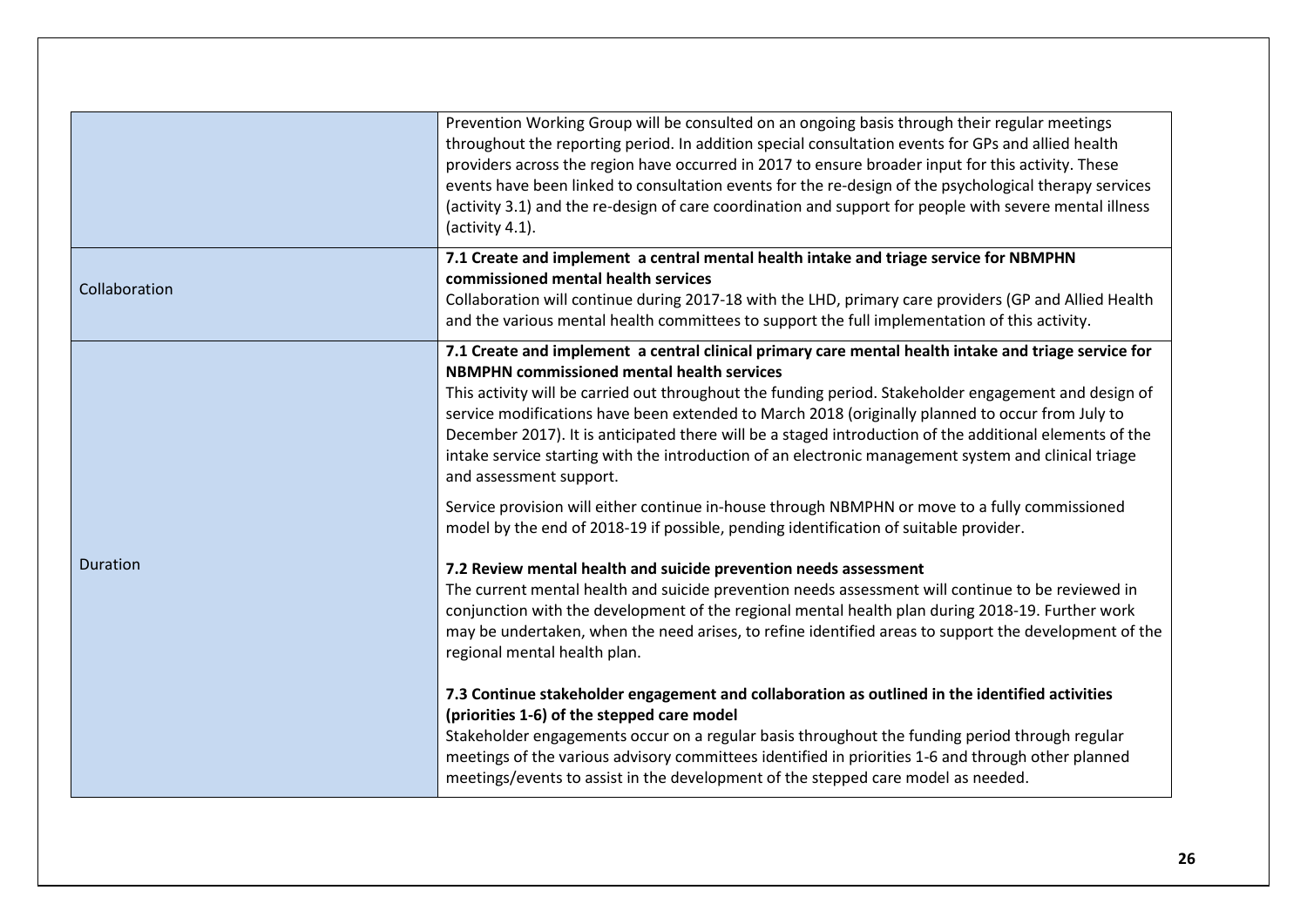| | |
|---|---|
| | Prevention Working Group will be consulted on an ongoing basis through their regular meetings throughout the reporting period. In addition special consultation events for GPs and allied health providers across the region have occurred in 2017 to ensure broader input for this activity. These events have been linked to consultation events for the re-design of the psychological therapy services (activity 3.1) and the re-design of care coordination and support for people with severe mental illness (activity 4.1). |
| Collaboration | **7.1 Create and implement a central mental health intake and triage service for NBMPHN commissioned mental health services**<br>Collaboration will continue during 2017-18 with the LHD, primary care providers (GP and Allied Health and the various mental health committees to support the full implementation of this activity. |
| Duration | **7.1 Create and implement a central clinical primary care mental health intake and triage service for NBMPHN commissioned mental health services**<br>This activity will be carried out throughout the funding period. Stakeholder engagement and design of service modifications have been extended to March 2018 (originally planned to occur from July to December 2017). It is anticipated there will be a staged introduction of the additional elements of the intake service starting with the introduction of an electronic management system and clinical triage and assessment support.<br><br>Service provision will either continue in-house through NBMPHN or move to a fully commissioned model by the end of 2018-19 if possible, pending identification of suitable provider.<br><br>**7.2 Review mental health and suicide prevention needs assessment**<br>The current mental health and suicide prevention needs assessment will continue to be reviewed in conjunction with the development of the regional mental health plan during 2018-19. Further work may be undertaken, when the need arises, to refine identified areas to support the development of the regional mental health plan.<br><br>**7.3 Continue stakeholder engagement and collaboration as outlined in the identified activities (priorities 1-6) of the stepped care model**<br>Stakeholder engagements occur on a regular basis throughout the funding period through regular meetings of the various advisory committees identified in priorities 1-6 and through other planned meetings/events to assist in the development of the stepped care model as needed. |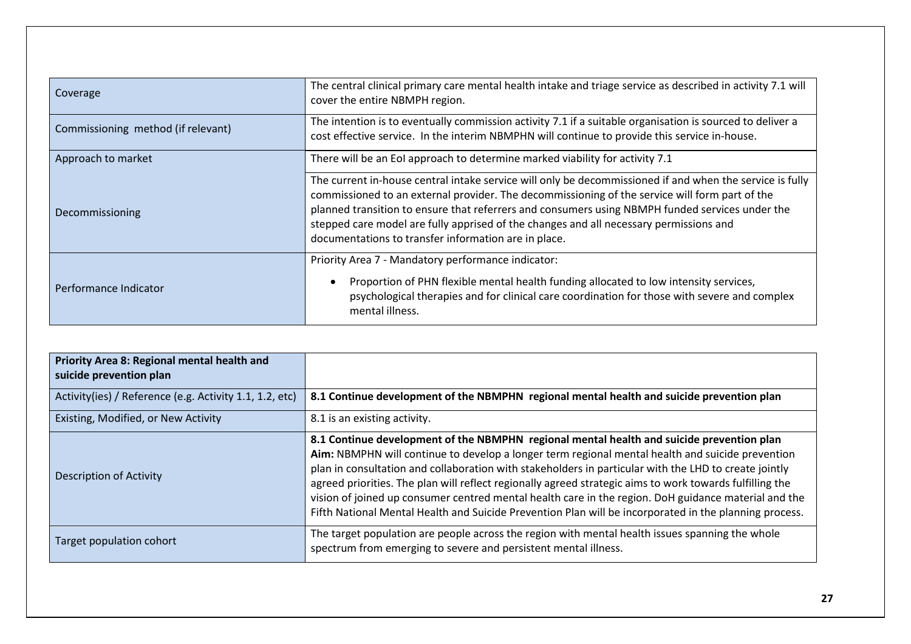| | |
|---|---|
| Coverage | The central clinical primary care mental health intake and triage service as described in activity 7.1 will cover the entire NBMPH region. |
| Commissioning method (if relevant) | The intention is to eventually commission activity 7.1 if a suitable organisation is sourced to deliver a cost effective service. In the interim NBMPHN will continue to provide this service in-house. |
| Approach to market | There will be an EoI approach to determine marked viability for activity 7.1 |
| Decommissioning | The current in-house central intake service will only be decommissioned if and when the service is fully commissioned to an external provider. The decommissioning of the service will form part of the planned transition to ensure that referrers and consumers using NBMPH funded services under the stepped care model are fully apprised of the changes and all necessary permissions and documentations to transfer information are in place. |
| Performance Indicator | Priority Area 7 - Mandatory performance indicator:<br>• Proportion of PHN flexible mental health funding allocated to low intensity services, psychological therapies and for clinical care coordination for those with severe and complex mental illness. |

| **Priority Area 8: Regional mental health and suicide prevention plan** | |
|---|---|
| Activity(ies) / Reference (e.g. Activity 1.1, 1.2, etc) | **8.1 Continue development of the NBMPHN regional mental health and suicide prevention plan** |
| Existing, Modified, or New Activity | 8.1 is an existing activity. |
| Description of Activity | **8.1 Continue development of the NBMPHN regional mental health and suicide prevention plan**<br>**Aim:** NBMPHN will continue to develop a longer term regional mental health and suicide prevention plan in consultation and collaboration with stakeholders in particular with the LHD to create jointly agreed priorities. The plan will reflect regionally agreed strategic aims to work towards fulfilling the vision of joined up consumer centred mental health care in the region. DoH guidance material and the Fifth National Mental Health and Suicide Prevention Plan will be incorporated in the planning process. |
| Target population cohort | The target population are people across the region with mental health issues spanning the whole spectrum from emerging to severe and persistent mental illness. |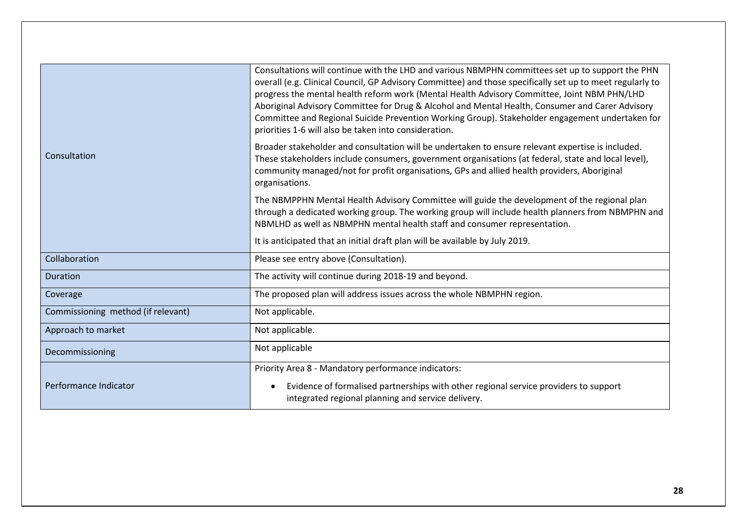| | |
|---|---|
| Consultation | Consultations will continue with the LHD and various NBMPHN committees set up to support the PHN overall (e.g. Clinical Council, GP Advisory Committee) and those specifically set up to meet regularly to progress the mental health reform work (Mental Health Advisory Committee, Joint NBM PHN/LHD Aboriginal Advisory Committee for Drug & Alcohol and Mental Health, Consumer and Carer Advisory Committee and Regional Suicide Prevention Working Group). Stakeholder engagement undertaken for priorities 1-6 will also be taken into consideration.<br><br>Broader stakeholder and consultation will be undertaken to ensure relevant expertise is included. These stakeholders include consumers, government organisations (at federal, state and local level), community managed/not for profit organisations, GPs and allied health providers, Aboriginal organisations.<br><br>The NBMPPHN Mental Health Advisory Committee will guide the development of the regional plan through a dedicated working group. The working group will include health planners from NBMPHN and NBMLHD as well as NBMPHN mental health staff and consumer representation.<br><br>It is anticipated that an initial draft plan will be available by July 2019. |
| Collaboration | Please see entry above (Consultation). |
| Duration | The activity will continue during 2018-19 and beyond. |
| Coverage | The proposed plan will address issues across the whole NBMPHN region. |
| Commissioning method (if relevant) | Not applicable. |
| Approach to market | Not applicable. |
| Decommissioning | Not applicable |
| Performance Indicator | Priority Area 8 - Mandatory performance indicators:<br><br>• Evidence of formalised partnerships with other regional service providers to support integrated regional planning and service delivery. |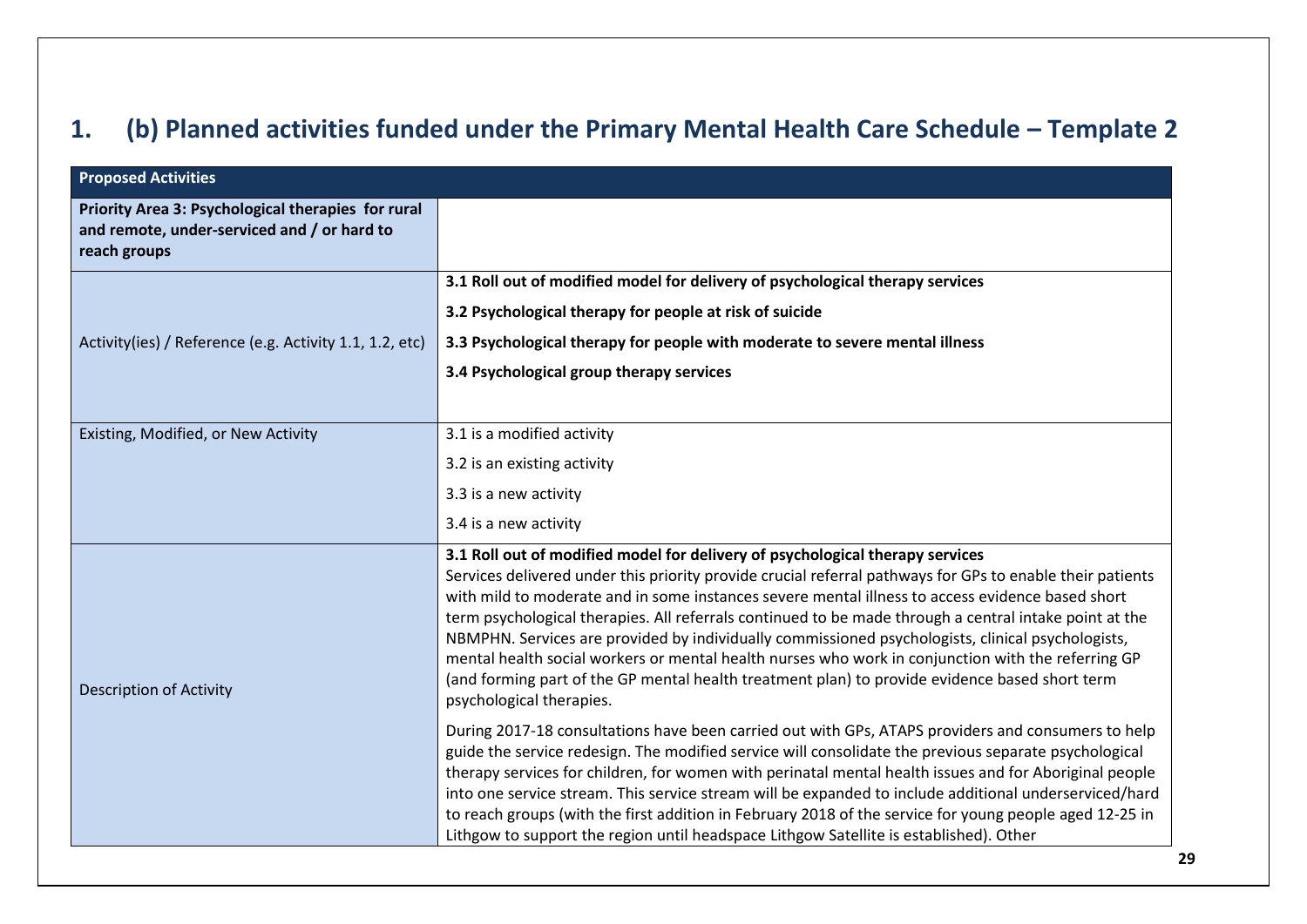# 1. (b) Planned activities funded under the Primary Mental Health Care Schedule – Template 2

| Proposed Activities | |
|---|---|
| **Priority Area 3: Psychological therapies for rural and remote, under-serviced and / or hard to reach groups** | |
| Activity(ies) / Reference (e.g. Activity 1.1, 1.2, etc) | **3.1 Roll out of modified model for delivery of psychological therapy services**<br>**3.2 Psychological therapy for people at risk of suicide**<br>**3.3 Psychological therapy for people with moderate to severe mental illness**<br>**3.4 Psychological group therapy services** |
| Existing, Modified, or New Activity | 3.1 is a modified activity<br>3.2 is an existing activity<br>3.3 is a new activity<br>3.4 is a new activity |
| Description of Activity | **3.1 Roll out of modified model for delivery of psychological therapy services**<br>Services delivered under this priority provide crucial referral pathways for GPs to enable their patients with mild to moderate and in some instances severe mental illness to access evidence based short term psychological therapies. All referrals continued to be made through a central intake point at the NBMPHN. Services are provided by individually commissioned psychologists, clinical psychologists, mental health social workers or mental health nurses who work in conjunction with the referring GP (and forming part of the GP mental health treatment plan) to provide evidence based short term psychological therapies.<br><br>During 2017-18 consultations have been carried out with GPs, ATAPS providers and consumers to help guide the service redesign. The modified service will consolidate the previous separate psychological therapy services for children, for women with perinatal mental health issues and for Aboriginal people into one service stream. This service stream will be expanded to include additional underserviced/hard to reach groups (with the first addition in February 2018 of the service for young people aged 12-25 in Lithgow to support the region until headspace Lithgow Satellite is established). Other |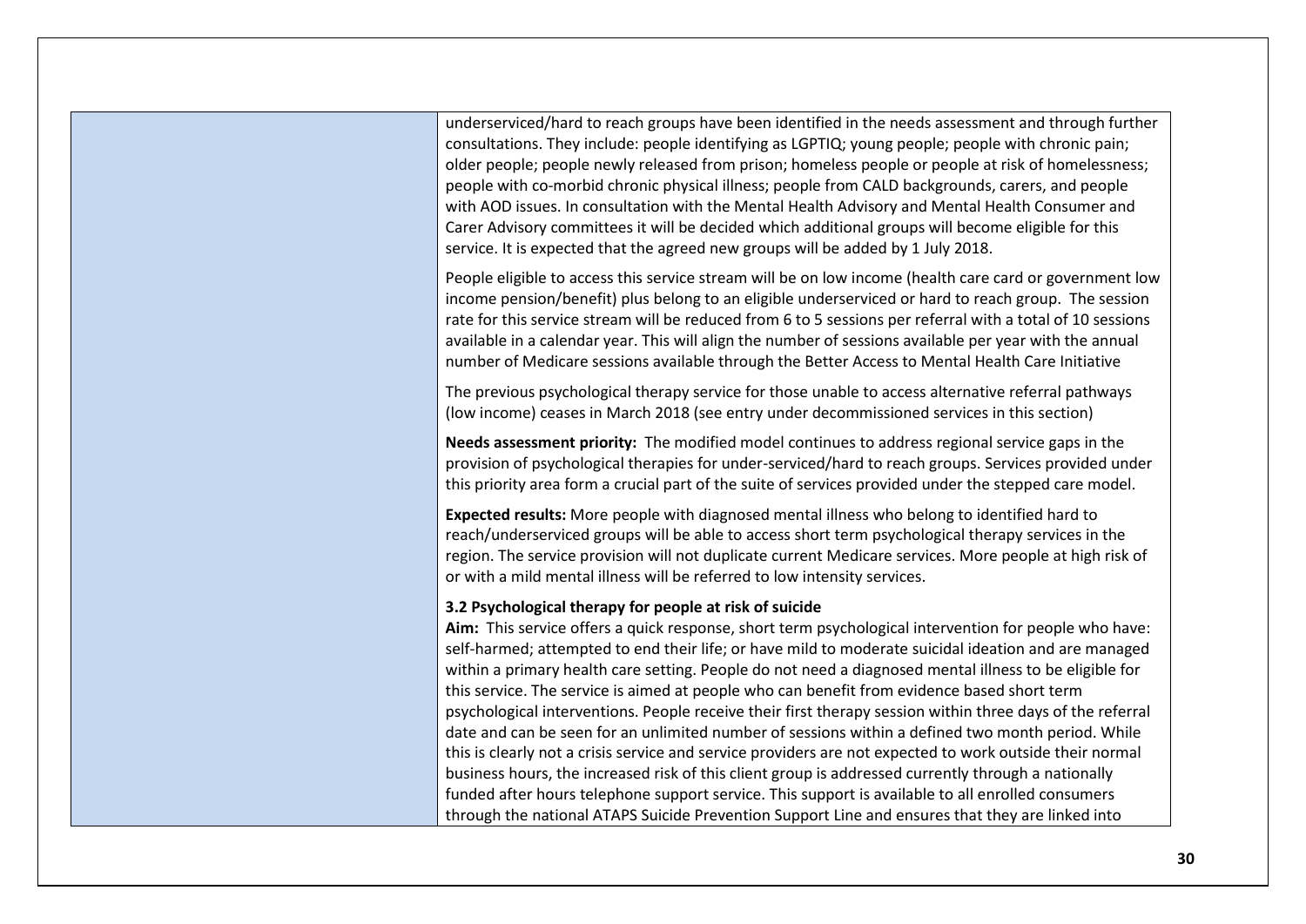| | |
|---|---|
| | underserviced/hard to reach groups have been identified in the needs assessment and through further consultations. They include: people identifying as LGPTIQ; young people; people with chronic pain; older people; people newly released from prison; homeless people or people at risk of homelessness; people with co-morbid chronic physical illness; people from CALD backgrounds, carers, and people with AOD issues. In consultation with the Mental Health Advisory and Mental Health Consumer and Carer Advisory committees it will be decided which additional groups will become eligible for this service. It is expected that the agreed new groups will be added by 1 July 2018.<br><br>People eligible to access this service stream will be on low income (health care card or government low income pension/benefit) plus belong to an eligible underserviced or hard to reach group. The session rate for this service stream will be reduced from 6 to 5 sessions per referral with a total of 10 sessions available in a calendar year. This will align the number of sessions available per year with the annual number of Medicare sessions available through the Better Access to Mental Health Care Initiative<br><br>The previous psychological therapy service for those unable to access alternative referral pathways (low income) ceases in March 2018 (see entry under decommissioned services in this section)<br><br>**Needs assessment priority:** The modified model continues to address regional service gaps in the provision of psychological therapies for under-serviced/hard to reach groups. Services provided under this priority area form a crucial part of the suite of services provided under the stepped care model.<br><br>**Expected results:** More people with diagnosed mental illness who belong to identified hard to reach/underserviced groups will be able to access short term psychological therapy services in the region. The service provision will not duplicate current Medicare services. More people at high risk of or with a mild mental illness will be referred to low intensity services.<br><br>**3.2 Psychological therapy for people at risk of suicide**<br>**Aim:** This service offers a quick response, short term psychological intervention for people who have: self-harmed; attempted to end their life; or have mild to moderate suicidal ideation and are managed within a primary health care setting. People do not need a diagnosed mental illness to be eligible for this service. The service is aimed at people who can benefit from evidence based short term psychological interventions. People receive their first therapy session within three days of the referral date and can be seen for an unlimited number of sessions within a defined two month period. While this is clearly not a crisis service and service providers are not expected to work outside their normal business hours, the increased risk of this client group is addressed currently through a nationally funded after hours telephone support service. This support is available to all enrolled consumers through the national ATAPS Suicide Prevention Support Line and ensures that they are linked into |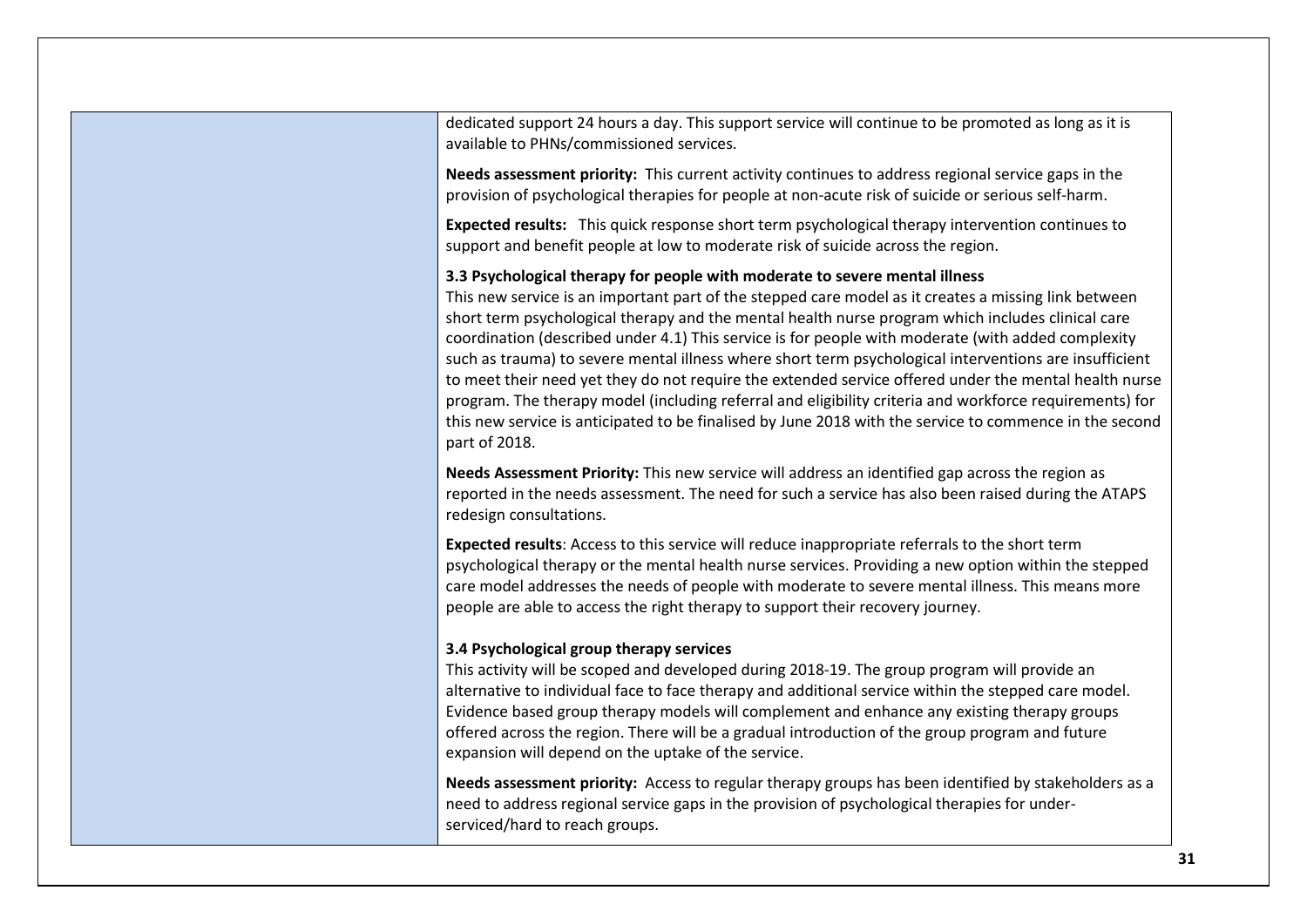| | |
|---|---|
| | dedicated support 24 hours a day. This support service will continue to be promoted as long as it is available to PHNs/commissioned services.<br><br>**Needs assessment priority:** This current activity continues to address regional service gaps in the provision of psychological therapies for people at non-acute risk of suicide or serious self-harm.<br><br>**Expected results:** This quick response short term psychological therapy intervention continues to support and benefit people at low to moderate risk of suicide across the region.<br><br>**3.3 Psychological therapy for people with moderate to severe mental illness**<br>This new service is an important part of the stepped care model as it creates a missing link between short term psychological therapy and the mental health nurse program which includes clinical care coordination (described under 4.1) This service is for people with moderate (with added complexity such as trauma) to severe mental illness where short term psychological interventions are insufficient to meet their need yet they do not require the extended service offered under the mental health nurse program. The therapy model (including referral and eligibility criteria and workforce requirements) for this new service is anticipated to be finalised by June 2018 with the service to commence in the second part of 2018.<br><br>**Needs Assessment Priority:** This new service will address an identified gap across the region as reported in the needs assessment. The need for such a service has also been raised during the ATAPS redesign consultations.<br><br>**Expected results**: Access to this service will reduce inappropriate referrals to the short term psychological therapy or the mental health nurse services. Providing a new option within the stepped care model addresses the needs of people with moderate to severe mental illness. This means more people are able to access the right therapy to support their recovery journey.<br><br>**3.4 Psychological group therapy services**<br>This activity will be scoped and developed during 2018-19. The group program will provide an alternative to individual face to face therapy and additional service within the stepped care model. Evidence based group therapy models will complement and enhance any existing therapy groups offered across the region. There will be a gradual introduction of the group program and future expansion will depend on the uptake of the service.<br><br>**Needs assessment priority:** Access to regular therapy groups has been identified by stakeholders as a need to address regional service gaps in the provision of psychological therapies for under-serviced/hard to reach groups. |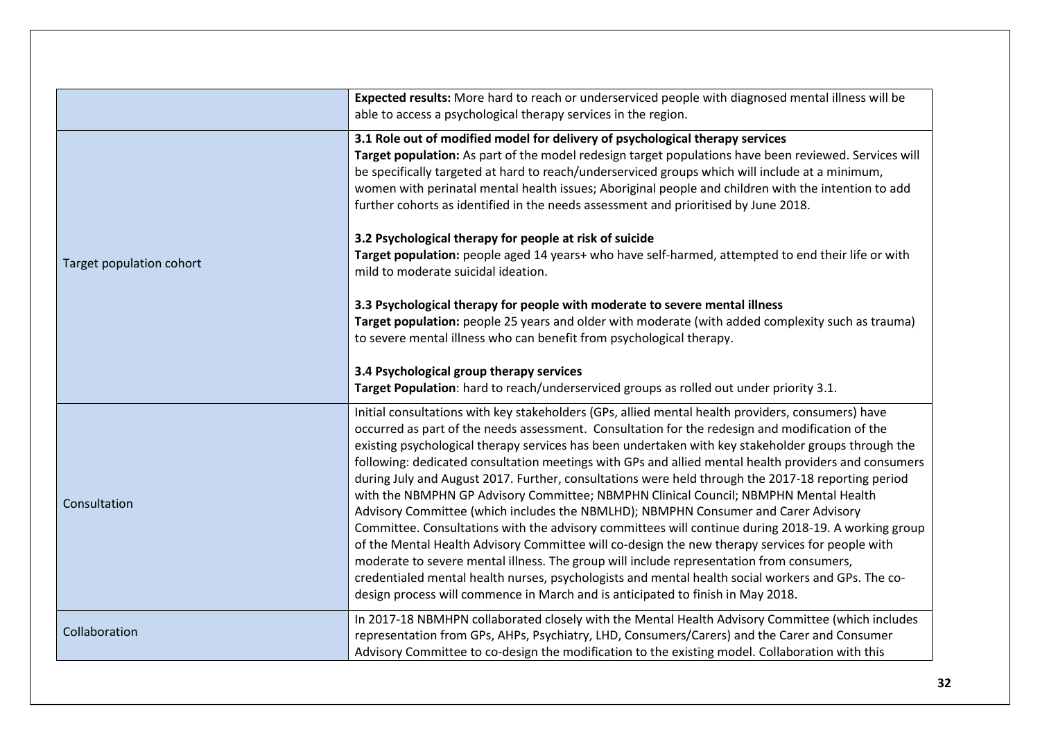| | |
|---|---|
| | **Expected results:** More hard to reach or underserviced people with diagnosed mental illness will be able to access a psychological therapy services in the region. |
| Target population cohort | **3.1 Role out of modified model for delivery of psychological therapy services**<br>**Target population:** As part of the model redesign target populations have been reviewed. Services will be specifically targeted at hard to reach/underserviced groups which will include at a minimum, women with perinatal mental health issues; Aboriginal people and children with the intention to add further cohorts as identified in the needs assessment and prioritised by June 2018.<br><br>**3.2 Psychological therapy for people at risk of suicide**<br>**Target population:** people aged 14 years+ who have self-harmed, attempted to end their life or with mild to moderate suicidal ideation.<br><br>**3.3 Psychological therapy for people with moderate to severe mental illness**<br>**Target population:** people 25 years and older with moderate (with added complexity such as trauma) to severe mental illness who can benefit from psychological therapy.<br><br>**3.4 Psychological group therapy services**<br>**Target Population**: hard to reach/underserviced groups as rolled out under priority 3.1. |
| Consultation | Initial consultations with key stakeholders (GPs, allied mental health providers, consumers) have occurred as part of the needs assessment. Consultation for the redesign and modification of the existing psychological therapy services has been undertaken with key stakeholder groups through the following: dedicated consultation meetings with GPs and allied mental health providers and consumers during July and August 2017. Further, consultations were held through the 2017-18 reporting period with the NBMPHN GP Advisory Committee; NBMPHN Clinical Council; NBMPHN Mental Health Advisory Committee (which includes the NBMLHD); NBMPHN Consumer and Carer Advisory Committee. Consultations with the advisory committees will continue during 2018-19. A working group of the Mental Health Advisory Committee will co-design the new therapy services for people with moderate to severe mental illness. The group will include representation from consumers, credentialed mental health nurses, psychologists and mental health social workers and GPs. The co-design process will commence in March and is anticipated to finish in May 2018. |
| Collaboration | In 2017-18 NBMHPN collaborated closely with the Mental Health Advisory Committee (which includes representation from GPs, AHPs, Psychiatry, LHD, Consumers/Carers) and the Carer and Consumer Advisory Committee to co-design the modification to the existing model. Collaboration with this |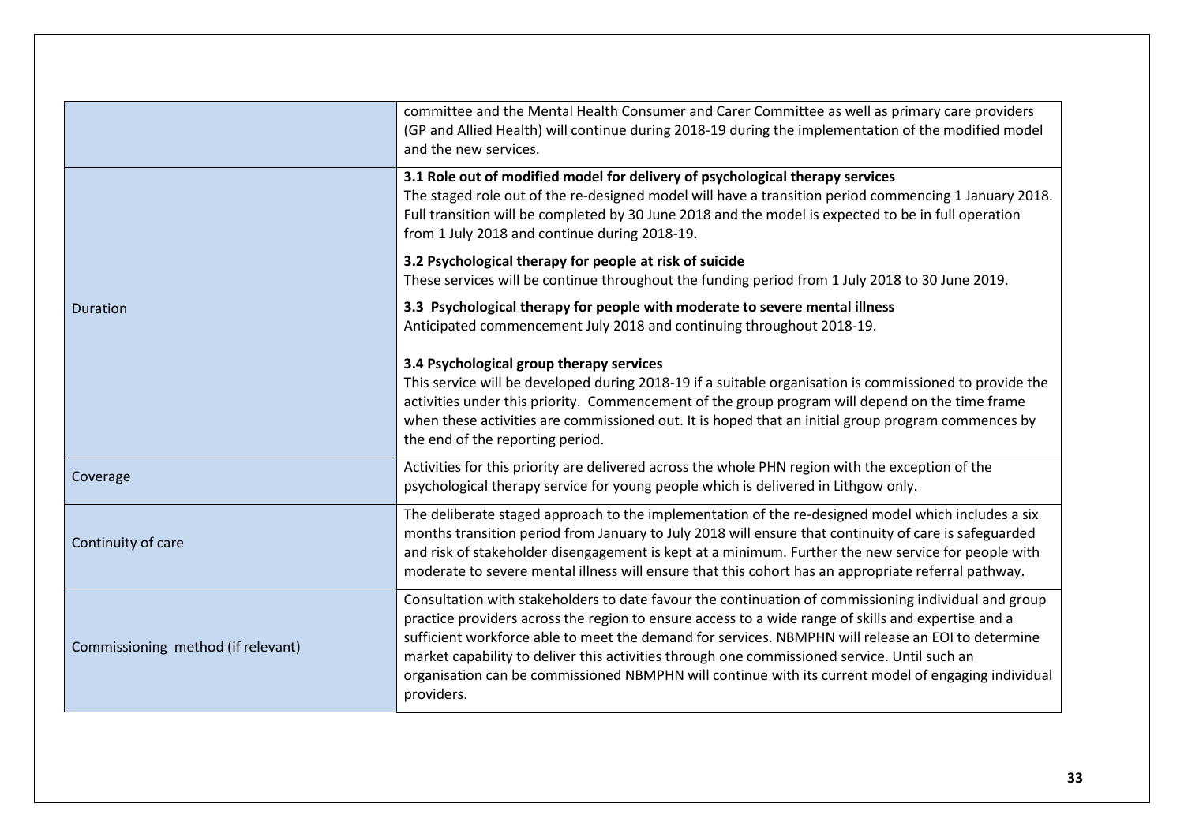| | |
|---|---|
| | committee and the Mental Health Consumer and Carer Committee as well as primary care providers (GP and Allied Health) will continue during 2018-19 during the implementation of the modified model and the new services. |
| Duration | **3.1 Role out of modified model for delivery of psychological therapy services**<br>The staged role out of the re-designed model will have a transition period commencing 1 January 2018. Full transition will be completed by 30 June 2018 and the model is expected to be in full operation from 1 July 2018 and continue during 2018-19.<br><br>**3.2 Psychological therapy for people at risk of suicide**<br>These services will be continue throughout the funding period from 1 July 2018 to 30 June 2019.<br><br>**3.3 Psychological therapy for people with moderate to severe mental illness**<br>Anticipated commencement July 2018 and continuing throughout 2018-19.<br><br>**3.4 Psychological group therapy services**<br>This service will be developed during 2018-19 if a suitable organisation is commissioned to provide the activities under this priority. Commencement of the group program will depend on the time frame when these activities are commissioned out. It is hoped that an initial group program commences by the end of the reporting period. |
| Coverage | Activities for this priority are delivered across the whole PHN region with the exception of the psychological therapy service for young people which is delivered in Lithgow only. |
| Continuity of care | The deliberate staged approach to the implementation of the re-designed model which includes a six months transition period from January to July 2018 will ensure that continuity of care is safeguarded and risk of stakeholder disengagement is kept at a minimum. Further the new service for people with moderate to severe mental illness will ensure that this cohort has an appropriate referral pathway. |
| Commissioning method (if relevant) | Consultation with stakeholders to date favour the continuation of commissioning individual and group practice providers across the region to ensure access to a wide range of skills and expertise and a sufficient workforce able to meet the demand for services. NBMPHN will release an EOI to determine market capability to deliver this activities through one commissioned service. Until such an organisation can be commissioned NBMPHN will continue with its current model of engaging individual providers. |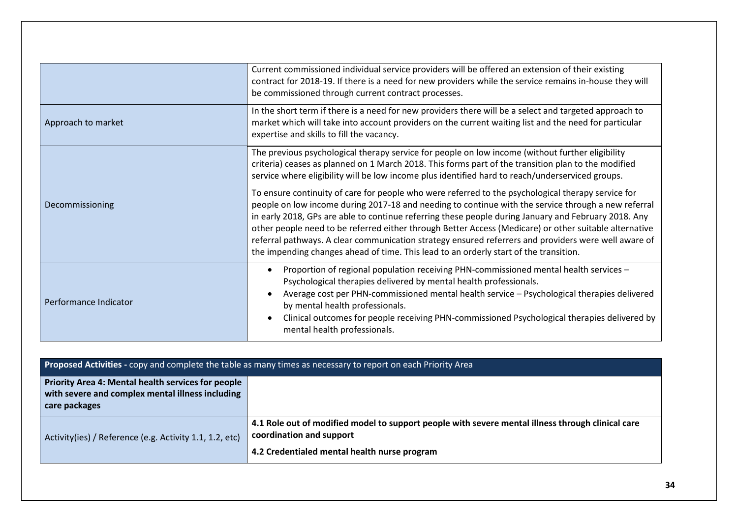| | |
|---|---|
| | Current commissioned individual service providers will be offered an extension of their existing contract for 2018-19. If there is a need for new providers while the service remains in-house they will be commissioned through current contract processes. |
| Approach to market | In the short term if there is a need for new providers there will be a select and targeted approach to market which will take into account providers on the current waiting list and the need for particular expertise and skills to fill the vacancy. |
| Decommissioning | The previous psychological therapy service for people on low income (without further eligibility criteria) ceases as planned on 1 March 2018. This forms part of the transition plan to the modified service where eligibility will be low income plus identified hard to reach/underserviced groups.<br><br>To ensure continuity of care for people who were referred to the psychological therapy service for people on low income during 2017-18 and needing to continue with the service through a new referral in early 2018, GPs are able to continue referring these people during January and February 2018. Any other people need to be referred either through Better Access (Medicare) or other suitable alternative referral pathways. A clear communication strategy ensured referrers and providers were well aware of the impending changes ahead of time. This lead to an orderly start of the transition. |
| Performance Indicator | • Proportion of regional population receiving PHN-commissioned mental health services – Psychological therapies delivered by mental health professionals.<br>• Average cost per PHN-commissioned mental health service – Psychological therapies delivered by mental health professionals.<br>• Clinical outcomes for people receiving PHN-commissioned Psychological therapies delivered by mental health professionals. |

| **Proposed Activities -** copy and complete the table as many times as necessary to report on each Priority Area | |
|---|---|
| **Priority Area 4: Mental health services for people with severe and complex mental illness including care packages** | |
| Activity(ies) / Reference (e.g. Activity 1.1, 1.2, etc) | **4.1 Role out of modified model to support people with severe mental illness through clinical care coordination and support**<br><br>**4.2 Credentialed mental health nurse program** |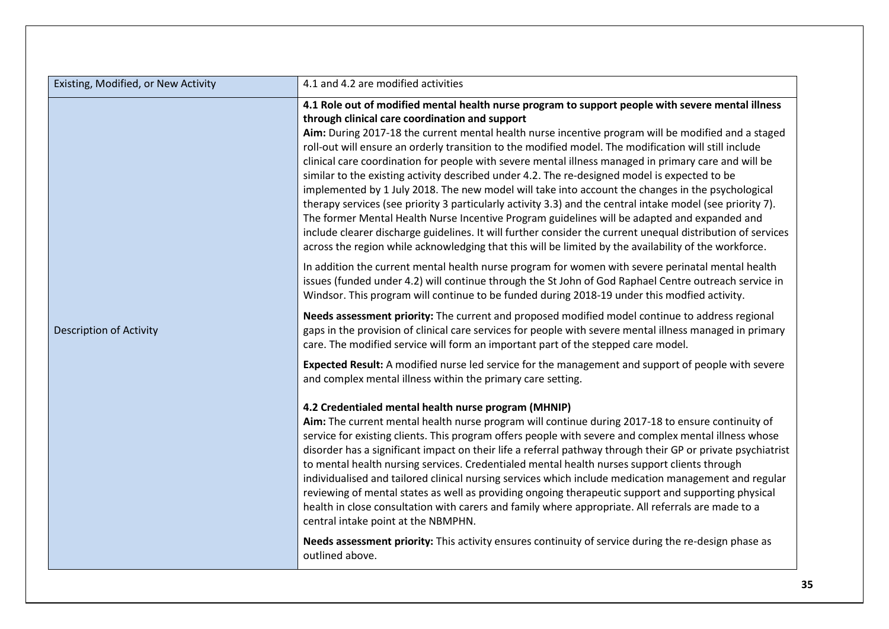| | |
|---|---|
| Existing, Modified, or New Activity | 4.1 and 4.2 are modified activities |
| Description of Activity | **4.1 Role out of modified mental health nurse program to support people with severe mental illness through clinical care coordination and support**<br>**Aim:** During 2017-18 the current mental health nurse incentive program will be modified and a staged roll-out will ensure an orderly transition to the modified model. The modification will still include clinical care coordination for people with severe mental illness managed in primary care and will be similar to the existing activity described under 4.2. The re-designed model is expected to be implemented by 1 July 2018. The new model will take into account the changes in the psychological therapy services (see priority 3 particularly activity 3.3) and the central intake model (see priority 7). The former Mental Health Nurse Incentive Program guidelines will be adapted and expanded and include clearer discharge guidelines. It will further consider the current unequal distribution of services across the region while acknowledging that this will be limited by the availability of the workforce.<br><br>In addition the current mental health nurse program for women with severe perinatal mental health issues (funded under 4.2) will continue through the St John of God Raphael Centre outreach service in Windsor. This program will continue to be funded during 2018-19 under this modfied activity.<br><br>**Needs assessment priority:** The current and proposed modified model continue to address regional gaps in the provision of clinical care services for people with severe mental illness managed in primary care. The modified service will form an important part of the stepped care model.<br><br>**Expected Result:** A modified nurse led service for the management and support of people with severe and complex mental illness within the primary care setting.<br><br>**4.2 Credentialed mental health nurse program (MHNIP)**<br>**Aim:** The current mental health nurse program will continue during 2017-18 to ensure continuity of service for existing clients. This program offers people with severe and complex mental illness whose disorder has a significant impact on their life a referral pathway through their GP or private psychiatrist to mental health nursing services. Credentialed mental health nurses support clients through individualised and tailored clinical nursing services which include medication management and regular reviewing of mental states as well as providing ongoing therapeutic support and supporting physical health in close consultation with carers and family where appropriate. All referrals are made to a central intake point at the NBMPHN.<br><br>**Needs assessment priority:** This activity ensures continuity of service during the re-design phase as outlined above. |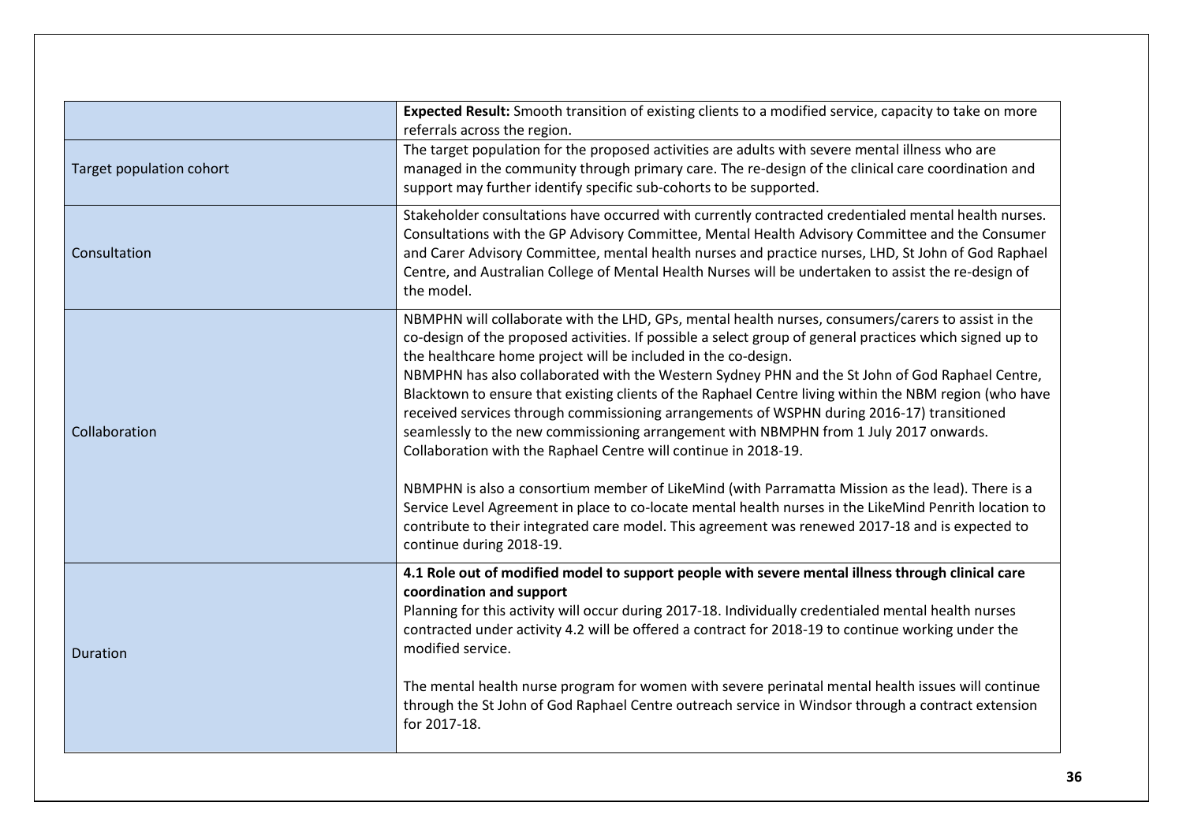| | |
|---|---|
| | **Expected Result:** Smooth transition of existing clients to a modified service, capacity to take on more referrals across the region. |
| Target population cohort | The target population for the proposed activities are adults with severe mental illness who are managed in the community through primary care. The re-design of the clinical care coordination and support may further identify specific sub-cohorts to be supported. |
| Consultation | Stakeholder consultations have occurred with currently contracted credentialed mental health nurses. Consultations with the GP Advisory Committee, Mental Health Advisory Committee and the Consumer and Carer Advisory Committee, mental health nurses and practice nurses, LHD, St John of God Raphael Centre, and Australian College of Mental Health Nurses will be undertaken to assist the re-design of the model. |
| Collaboration | NBMPHN will collaborate with the LHD, GPs, mental health nurses, consumers/carers to assist in the co-design of the proposed activities. If possible a select group of general practices which signed up to the healthcare home project will be included in the co-design.<br>NBMPHN has also collaborated with the Western Sydney PHN and the St John of God Raphael Centre, Blacktown to ensure that existing clients of the Raphael Centre living within the NBM region (who have received services through commissioning arrangements of WSPHN during 2016-17) transitioned seamlessly to the new commissioning arrangement with NBMPHN from 1 July 2017 onwards. Collaboration with the Raphael Centre will continue in 2018-19.<br><br>NBMPHN is also a consortium member of LikeMind (with Parramatta Mission as the lead). There is a Service Level Agreement in place to co-locate mental health nurses in the LikeMind Penrith location to contribute to their integrated care model. This agreement was renewed 2017-18 and is expected to continue during 2018-19. |
| Duration | **4.1 Role out of modified model to support people with severe mental illness through clinical care coordination and support**<br>Planning for this activity will occur during 2017-18. Individually credentialed mental health nurses contracted under activity 4.2 will be offered a contract for 2018-19 to continue working under the modified service.<br><br>The mental health nurse program for women with severe perinatal mental health issues will continue through the St John of God Raphael Centre outreach service in Windsor through a contract extension for 2017-18. |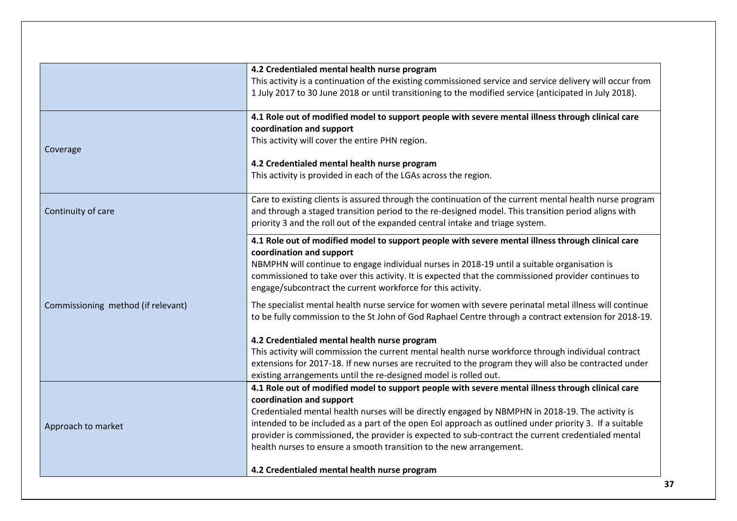| | |
|---|---|
| | **4.2 Credentialed mental health nurse program**<br>This activity is a continuation of the existing commissioned service and service delivery will occur from 1 July 2017 to 30 June 2018 or until transitioning to the modified service (anticipated in July 2018). |
| Coverage | **4.1 Role out of modified model to support people with severe mental illness through clinical care coordination and support**<br>This activity will cover the entire PHN region.<br><br>**4.2 Credentialed mental health nurse program**<br>This activity is provided in each of the LGAs across the region. |
| Continuity of care | Care to existing clients is assured through the continuation of the current mental health nurse program and through a staged transition period to the re-designed model. This transition period aligns with priority 3 and the roll out of the expanded central intake and triage system. |
| Commissioning method (if relevant) | **4.1 Role out of modified model to support people with severe mental illness through clinical care coordination and support**<br>NBMPHN will continue to engage individual nurses in 2018-19 until a suitable organisation is commissioned to take over this activity. It is expected that the commissioned provider continues to engage/subcontract the current workforce for this activity.<br><br>The specialist mental health nurse service for women with severe perinatal metal illness will continue to be fully commission to the St John of God Raphael Centre through a contract extension for 2018-19.<br><br>**4.2 Credentialed mental health nurse program**<br>This activity will commission the current mental health nurse workforce through individual contract extensions for 2017-18. If new nurses are recruited to the program they will also be contracted under existing arrangements until the re-designed model is rolled out. |
| Approach to market | **4.1 Role out of modified model to support people with severe mental illness through clinical care coordination and support**<br>Credentialed mental health nurses will be directly engaged by NBMPHN in 2018-19. The activity is intended to be included as a part of the open EoI approach as outlined under priority 3. If a suitable provider is commissioned, the provider is expected to sub-contract the current credentialed mental health nurses to ensure a smooth transition to the new arrangement.<br><br>**4.2 Credentialed mental health nurse program** |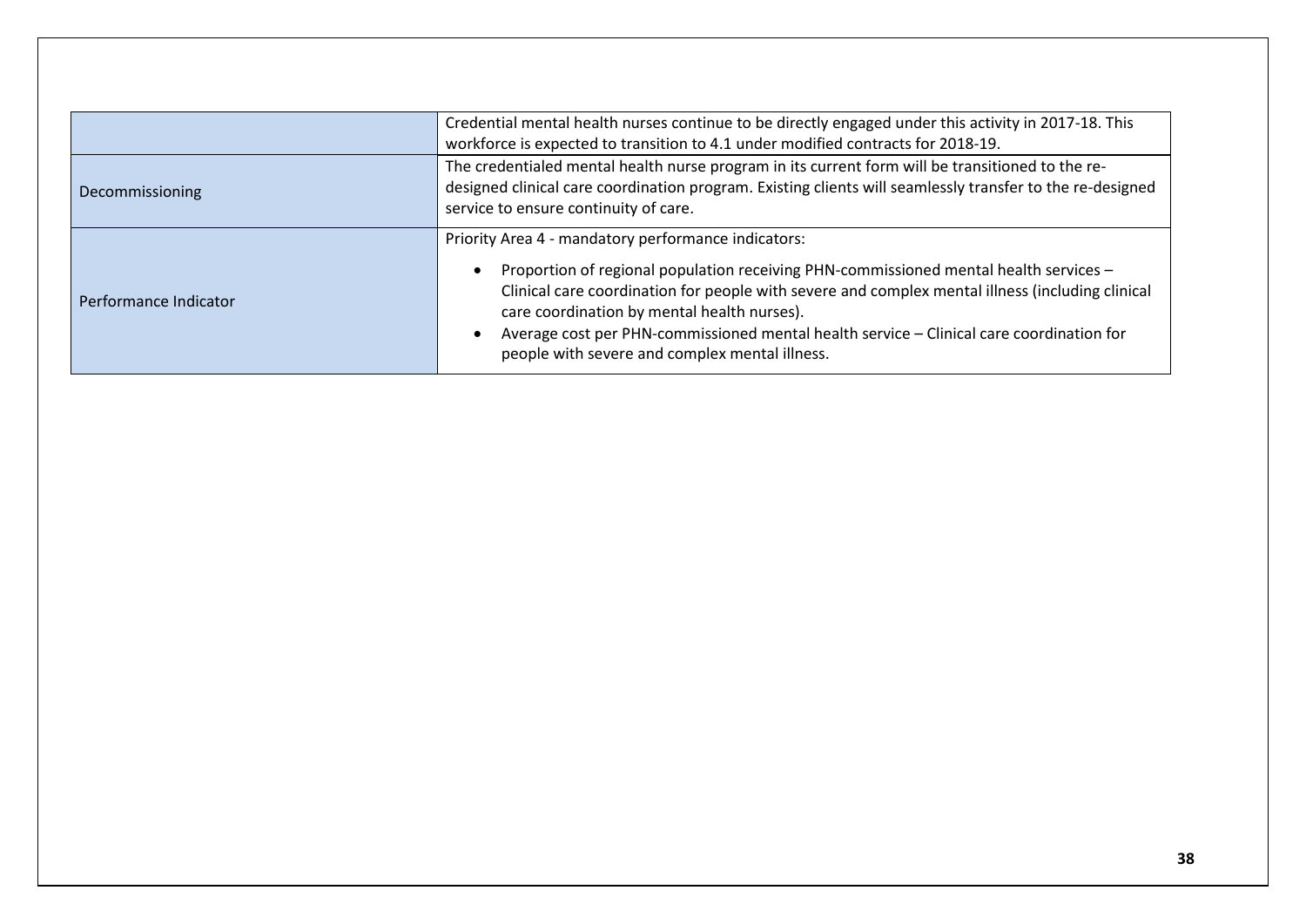| | |
|---|---|
| | Credential mental health nurses continue to be directly engaged under this activity in 2017-18. This workforce is expected to transition to 4.1 under modified contracts for 2018-19. |
| Decommissioning | The credentialed mental health nurse program in its current form will be transitioned to the re-designed clinical care coordination program. Existing clients will seamlessly transfer to the re-designed service to ensure continuity of care. |
| Performance Indicator | Priority Area 4 - mandatory performance indicators:<br>• Proportion of regional population receiving PHN-commissioned mental health services – Clinical care coordination for people with severe and complex mental illness (including clinical care coordination by mental health nurses).<br>• Average cost per PHN-commissioned mental health service – Clinical care coordination for people with severe and complex mental illness. |